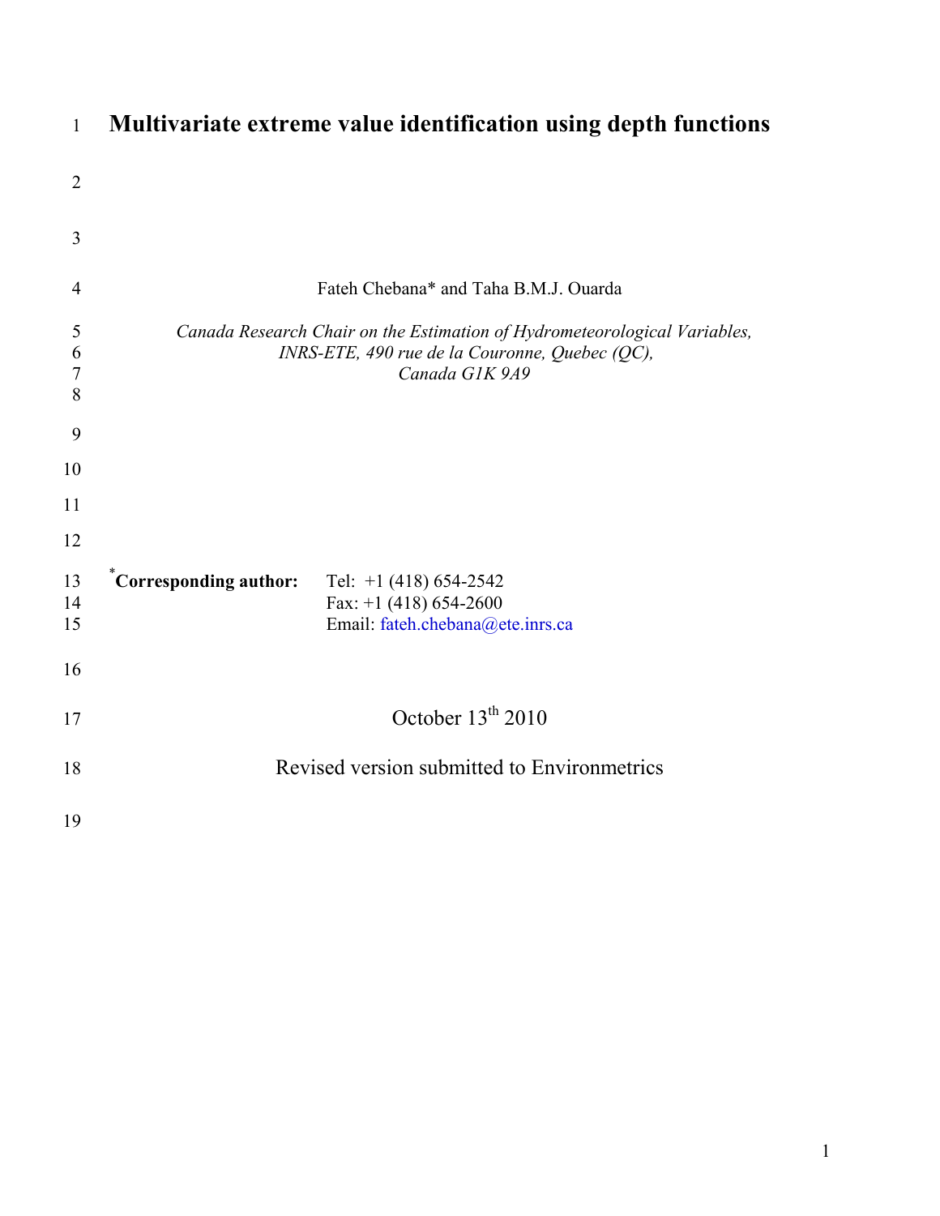# Multivariate extreme value identification using depth functions

Fateh Chebana* and Taha B.M.J. Ouarda

*Canada Research Chair on the Estimation of Hydrometeorological Variables,*
*INRS-ETE, 490 rue de la Couronne, Quebec (QC),*
*Canada G1K 9A9*

*** Corresponding author:** Tel: +1 (418) 654-2542
Fax: +1 (418) 654-2600
Email: fateh.chebana@ete.inrs.ca

October 13[th] 2010

Revised version submitted to Environmetrics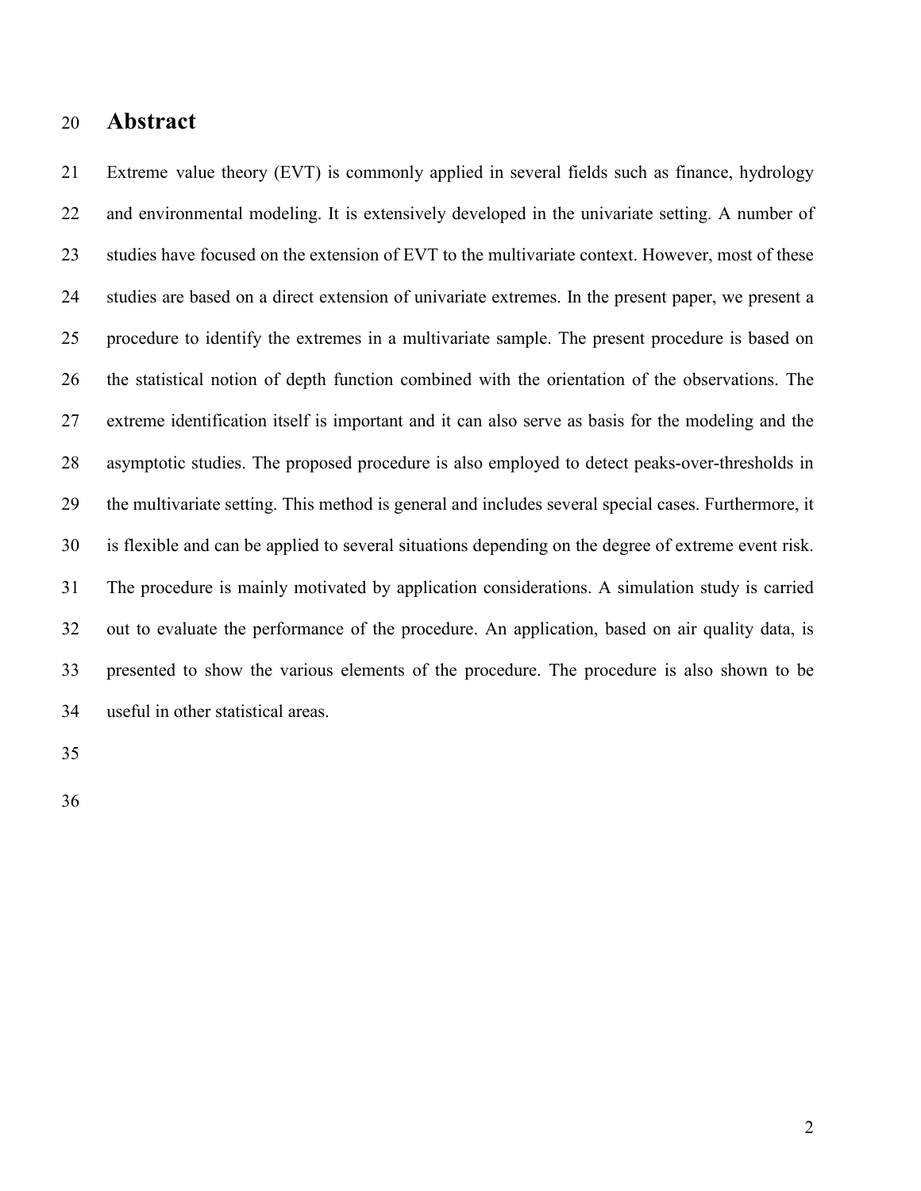# Abstract

Extreme value theory (EVT) is commonly applied in several fields such as finance, hydrology and environmental modeling. It is extensively developed in the univariate setting. A number of studies have focused on the extension of EVT to the multivariate context. However, most of these studies are based on a direct extension of univariate extremes. In the present paper, we present a procedure to identify the extremes in a multivariate sample. The present procedure is based on the statistical notion of depth function combined with the orientation of the observations. The extreme identification itself is important and it can also serve as basis for the modeling and the asymptotic studies. The proposed procedure is also employed to detect peaks-over-thresholds in the multivariate setting. This method is general and includes several special cases. Furthermore, it is flexible and can be applied to several situations depending on the degree of extreme event risk. The procedure is mainly motivated by application considerations. A simulation study is carried out to evaluate the performance of the procedure. An application, based on air quality data, is presented to show the various elements of the procedure. The procedure is also shown to be useful in other statistical areas.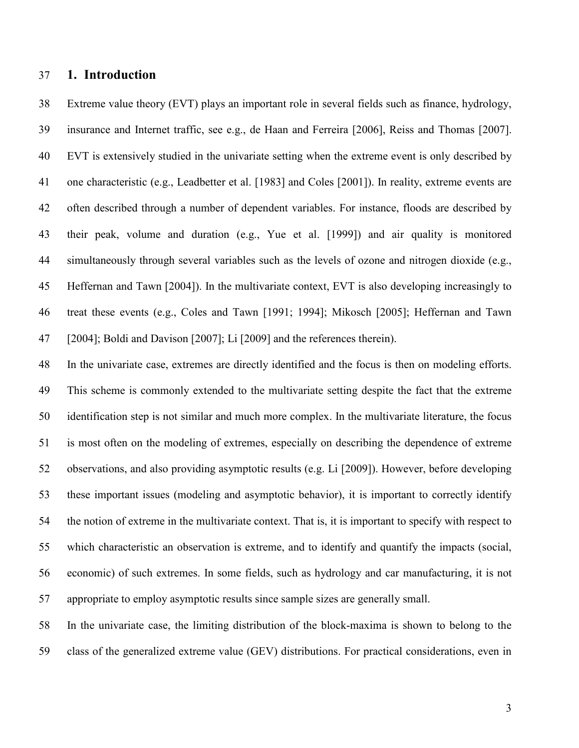## 1. Introduction

Extreme value theory (EVT) plays an important role in several fields such as finance, hydrology, insurance and Internet traffic, see e.g., de Haan and Ferreira [2006], Reiss and Thomas [2007]. EVT is extensively studied in the univariate setting when the extreme event is only described by one characteristic (e.g., Leadbetter et al. [1983] and Coles [2001]). In reality, extreme events are often described through a number of dependent variables. For instance, floods are described by their peak, volume and duration (e.g., Yue et al. [1999]) and air quality is monitored simultaneously through several variables such as the levels of ozone and nitrogen dioxide (e.g., Heffernan and Tawn [2004]). In the multivariate context, EVT is also developing increasingly to treat these events (e.g., Coles and Tawn [1991; 1994]; Mikosch [2005]; Heffernan and Tawn [2004]; Boldi and Davison [2007]; Li [2009] and the references therein).

In the univariate case, extremes are directly identified and the focus is then on modeling efforts. This scheme is commonly extended to the multivariate setting despite the fact that the extreme identification step is not similar and much more complex. In the multivariate literature, the focus is most often on the modeling of extremes, especially on describing the dependence of extreme observations, and also providing asymptotic results (e.g. Li [2009]). However, before developing these important issues (modeling and asymptotic behavior), it is important to correctly identify the notion of extreme in the multivariate context. That is, it is important to specify with respect to which characteristic an observation is extreme, and to identify and quantify the impacts (social, economic) of such extremes. In some fields, such as hydrology and car manufacturing, it is not appropriate to employ asymptotic results since sample sizes are generally small.

In the univariate case, the limiting distribution of the block-maxima is shown to belong to the class of the generalized extreme value (GEV) distributions. For practical considerations, even in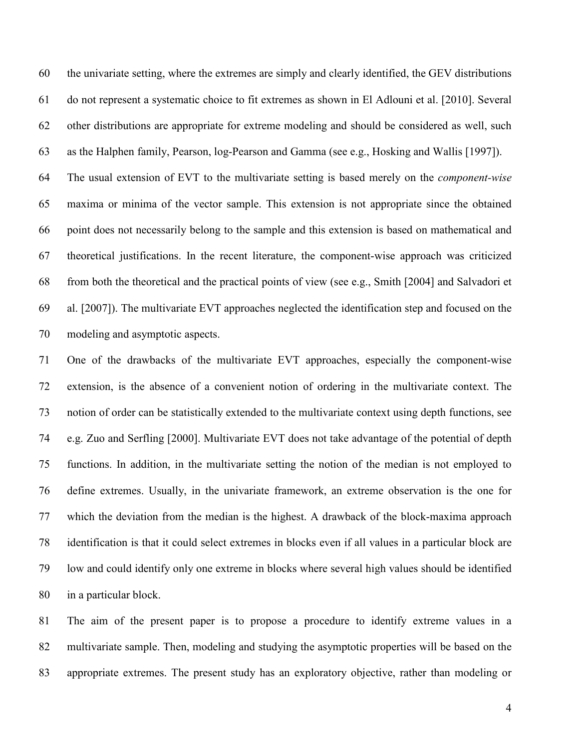the univariate setting, where the extremes are simply and clearly identified, the GEV distributions do not represent a systematic choice to fit extremes as shown in El Adlouni et al. [2010]. Several other distributions are appropriate for extreme modeling and should be considered as well, such as the Halphen family, Pearson, log-Pearson and Gamma (see e.g., Hosking and Wallis [1997]).

The usual extension of EVT to the multivariate setting is based merely on the *component-wise* maxima or minima of the vector sample. This extension is not appropriate since the obtained point does not necessarily belong to the sample and this extension is based on mathematical and theoretical justifications. In the recent literature, the component-wise approach was criticized from both the theoretical and the practical points of view (see e.g., Smith [2004] and Salvadori et al. [2007]). The multivariate EVT approaches neglected the identification step and focused on the modeling and asymptotic aspects.

One of the drawbacks of the multivariate EVT approaches, especially the component-wise extension, is the absence of a convenient notion of ordering in the multivariate context. The notion of order can be statistically extended to the multivariate context using depth functions, see e.g. Zuo and Serfling [2000]. Multivariate EVT does not take advantage of the potential of depth functions. In addition, in the multivariate setting the notion of the median is not employed to define extremes. Usually, in the univariate framework, an extreme observation is the one for which the deviation from the median is the highest. A drawback of the block-maxima approach identification is that it could select extremes in blocks even if all values in a particular block are low and could identify only one extreme in blocks where several high values should be identified in a particular block.

The aim of the present paper is to propose a procedure to identify extreme values in a multivariate sample. Then, modeling and studying the asymptotic properties will be based on the appropriate extremes. The present study has an exploratory objective, rather than modeling or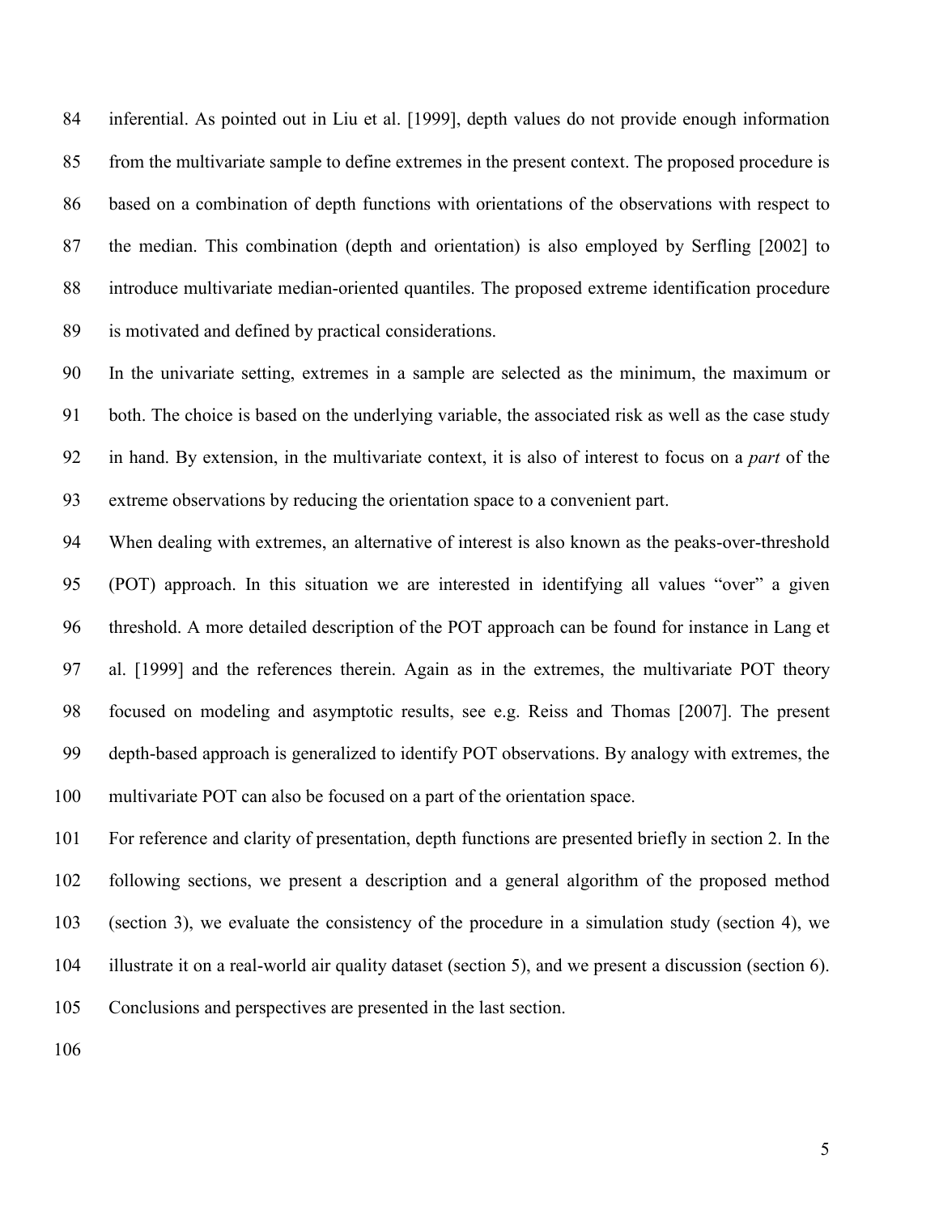inferential. As pointed out in Liu et al. [1999], depth values do not provide enough information from the multivariate sample to define extremes in the present context. The proposed procedure is based on a combination of depth functions with orientations of the observations with respect to the median. This combination (depth and orientation) is also employed by Serfling [2002] to introduce multivariate median-oriented quantiles. The proposed extreme identification procedure is motivated and defined by practical considerations.

In the univariate setting, extremes in a sample are selected as the minimum, the maximum or both. The choice is based on the underlying variable, the associated risk as well as the case study in hand. By extension, in the multivariate context, it is also of interest to focus on a *part* of the extreme observations by reducing the orientation space to a convenient part.

When dealing with extremes, an alternative of interest is also known as the peaks-over-threshold (POT) approach. In this situation we are interested in identifying all values "over" a given threshold. A more detailed description of the POT approach can be found for instance in Lang et al. [1999] and the references therein. Again as in the extremes, the multivariate POT theory focused on modeling and asymptotic results, see e.g. Reiss and Thomas [2007]. The present depth-based approach is generalized to identify POT observations. By analogy with extremes, the multivariate POT can also be focused on a part of the orientation space.

For reference and clarity of presentation, depth functions are presented briefly in section 2. In the following sections, we present a description and a general algorithm of the proposed method (section 3), we evaluate the consistency of the procedure in a simulation study (section 4), we illustrate it on a real-world air quality dataset (section 5), and we present a discussion (section 6). Conclusions and perspectives are presented in the last section.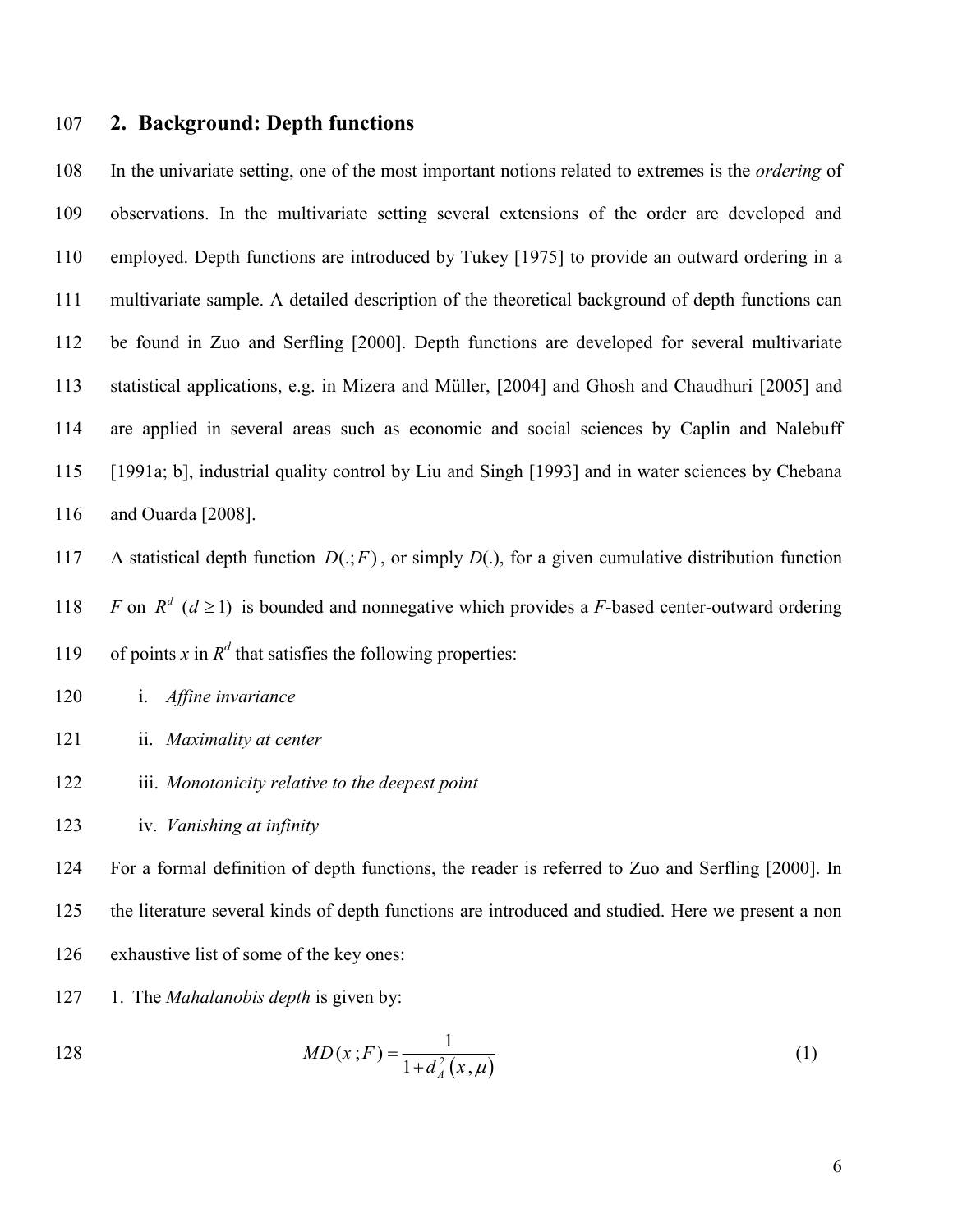## 2. Background: Depth functions

In the univariate setting, one of the most important notions related to extremes is the *ordering* of observations. In the multivariate setting several extensions of the order are developed and employed. Depth functions are introduced by Tukey [1975] to provide an outward ordering in a multivariate sample. A detailed description of the theoretical background of depth functions can be found in Zuo and Serfling [2000]. Depth functions are developed for several multivariate statistical applications, e.g. in Mizera and Müller, [2004] and Ghosh and Chaudhuri [2005] and are applied in several areas such as economic and social sciences by Caplin and Nalebuff [1991a; b], industrial quality control by Liu and Singh [1993] and in water sciences by Chebana and Ouarda [2008].

A statistical depth function $D(.;F)$, or simply $D(.)$, for a given cumulative distribution function $F$ on $R^d$ $(d \geq 1)$ is bounded and nonnegative which provides a $F$-based center-outward ordering of points $x$ in $R^d$ that satisfies the following properties:

i. *Affine invariance*

ii. *Maximality at center*

iii. *Monotonicity relative to the deepest point*

iv. *Vanishing at infinity*

For a formal definition of depth functions, the reader is referred to Zuo and Serfling [2000]. In the literature several kinds of depth functions are introduced and studied. Here we present a non exhaustive list of some of the key ones:

1. The *Mahalanobis depth* is given by:

$$MD(x\,;F) = \frac{1}{1 + d_A^2\left(x, \mu\right)} \tag{1}$$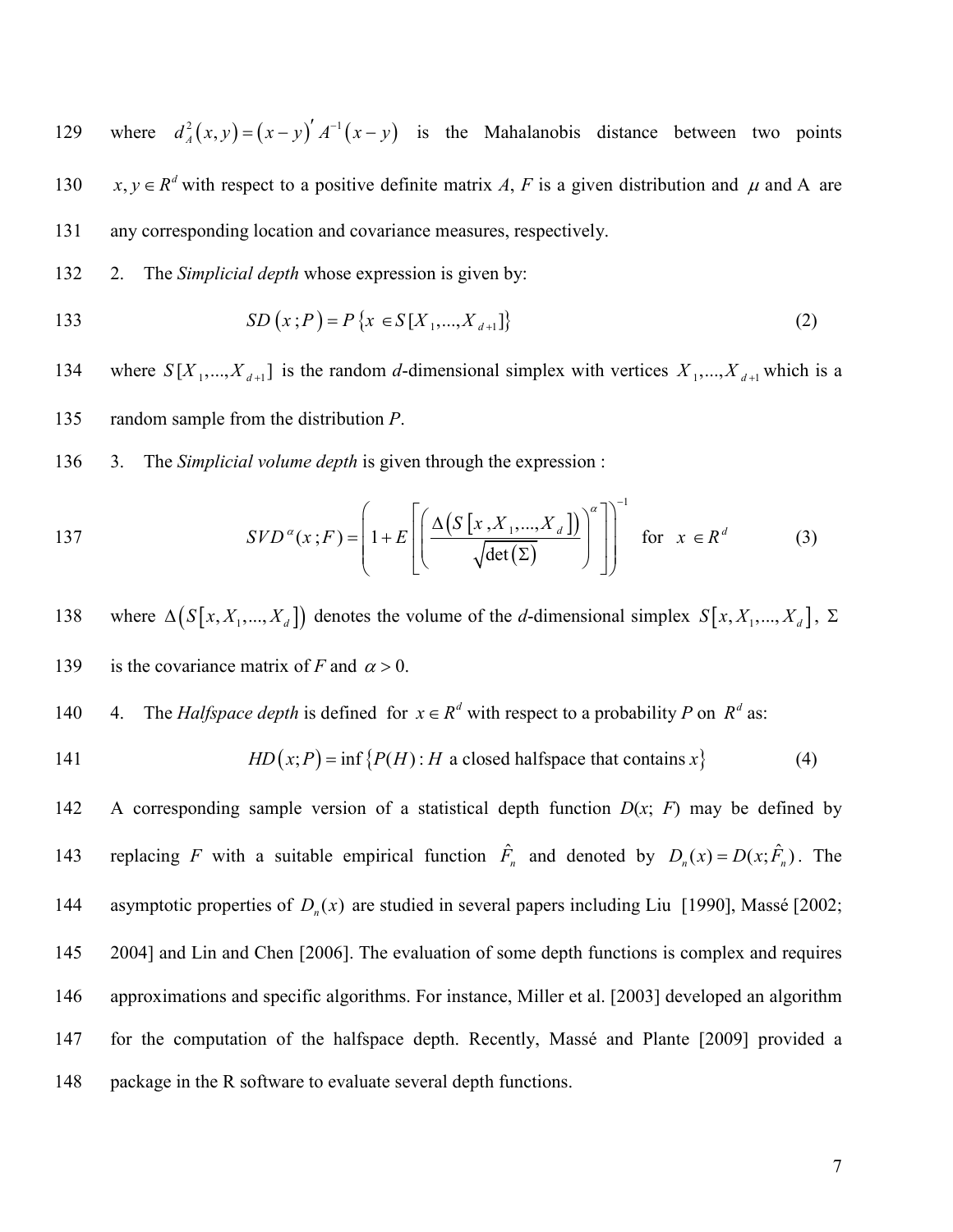where $d_A^2(x,y) = (x-y)' A^{-1}(x-y)$ is the Mahalanobis distance between two points $x, y \in R^d$ with respect to a positive definite matrix *A*, *F* is a given distribution and $\mu$ and A are any corresponding location and covariance measures, respectively.

2. The *Simplicial depth* whose expression is given by:

$$SD(x; P) = P\{x \in S[X_1, ..., X_{d+1}]\} \tag{2}$$

where $S[X_1, ..., X_{d+1}]$ is the random *d*-dimensional simplex with vertices $X_1, ..., X_{d+1}$ which is a random sample from the distribution *P*.

3. The *Simplicial volume depth* is given through the expression :

$$SVD^{\alpha}(x; F) = \left(1 + E\left[\left(\frac{\Delta(S[x, X_1, ..., X_d])}{\sqrt{\det(\Sigma)}}\right)^{\alpha}\right]\right)^{-1} \quad \text{for} \quad x \in R^d \tag{3}$$

where $\Delta(S[x, X_1, ..., X_d])$ denotes the volume of the *d*-dimensional simplex $S[x, X_1, ..., X_d]$, $\Sigma$ is the covariance matrix of *F* and $\alpha > 0$.

4. The *Halfspace depth* is defined for $x \in R^d$ with respect to a probability *P* on $R^d$ as:

$$HD(x; P) = \inf\{P(H) : H \text{ a closed halfspace that contains } x\} \tag{4}$$

A corresponding sample version of a statistical depth function *D*(*x*; *F*) may be defined by replacing *F* with a suitable empirical function $\hat{F}_n$ and denoted by $D_n(x) = D(x; \hat{F}_n)$. The asymptotic properties of $D_n(x)$ are studied in several papers including Liu [1990], Massé [2002; 2004] and Lin and Chen [2006]. The evaluation of some depth functions is complex and requires approximations and specific algorithms. For instance, Miller et al. [2003] developed an algorithm for the computation of the halfspace depth. Recently, Massé and Plante [2009] provided a package in the R software to evaluate several depth functions.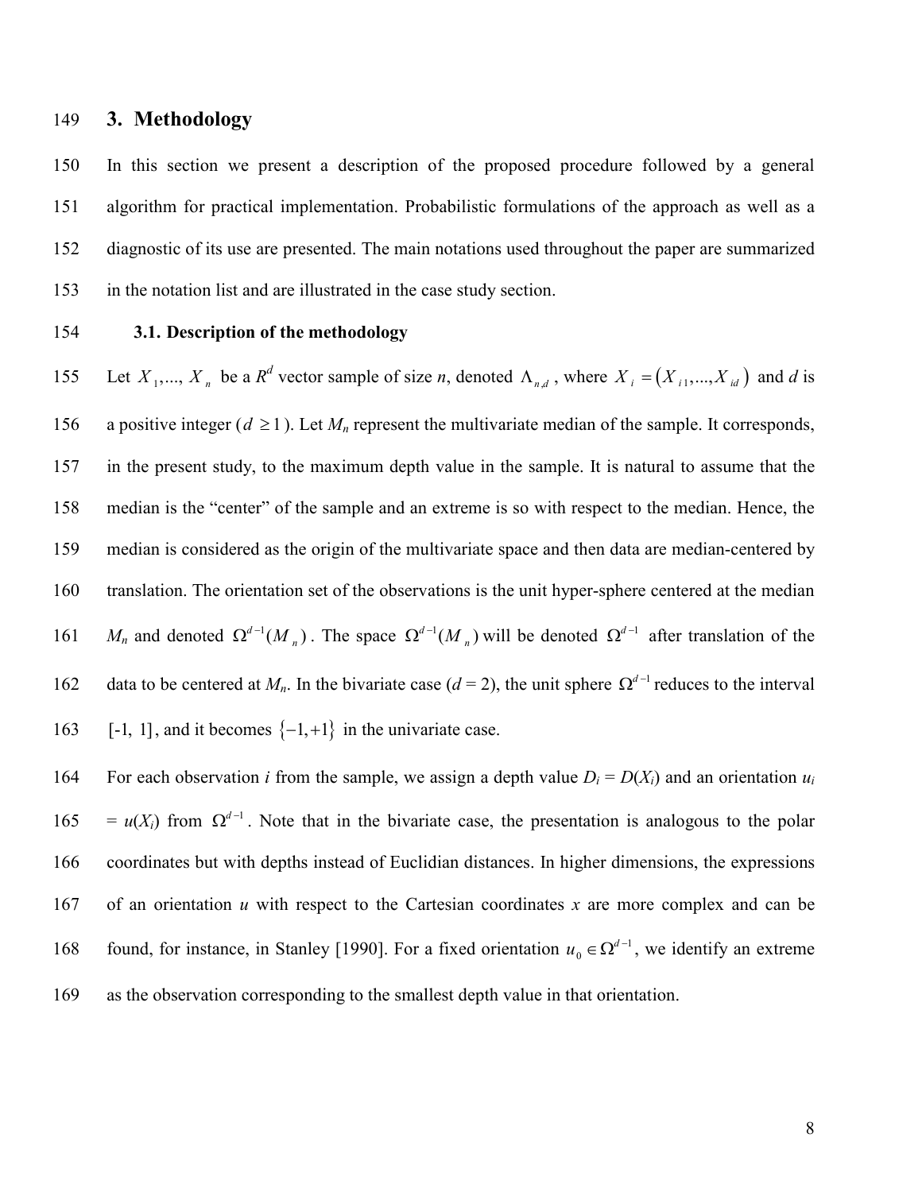# 3. Methodology

In this section we present a description of the proposed procedure followed by a general algorithm for practical implementation. Probabilistic formulations of the approach as well as a diagnostic of its use are presented. The main notations used throughout the paper are summarized in the notation list and are illustrated in the case study section.

## 3.1. Description of the methodology

Let $X_1,..., X_n$ be a $R^d$ vector sample of size *n*, denoted $\Lambda_{n,d}$, where $X_i = (X_{i1},...,X_{id})$ and *d* is a positive integer ($d \geq 1$). Let $M_n$ represent the multivariate median of the sample. It corresponds, in the present study, to the maximum depth value in the sample. It is natural to assume that the median is the "center" of the sample and an extreme is so with respect to the median. Hence, the median is considered as the origin of the multivariate space and then data are median-centered by translation. The orientation set of the observations is the unit hyper-sphere centered at the median $M_n$ and denoted $\Omega^{d-1}(M_n)$. The space $\Omega^{d-1}(M_n)$ will be denoted $\Omega^{d-1}$ after translation of the data to be centered at $M_n$. In the bivariate case ($d$ = 2), the unit sphere $\Omega^{d-1}$ reduces to the interval $[-1, 1]$, and it becomes $\{-1,+1\}$ in the univariate case.

For each observation *i* from the sample, we assign a depth value $D_i = D(X_i)$ and an orientation $u_i = u(X_i)$ from $\Omega^{d-1}$. Note that in the bivariate case, the presentation is analogous to the polar coordinates but with depths instead of Euclidian distances. In higher dimensions, the expressions of an orientation *u* with respect to the Cartesian coordinates *x* are more complex and can be found, for instance, in Stanley [1990]. For a fixed orientation $u_0 \in \Omega^{d-1}$, we identify an extreme as the observation corresponding to the smallest depth value in that orientation.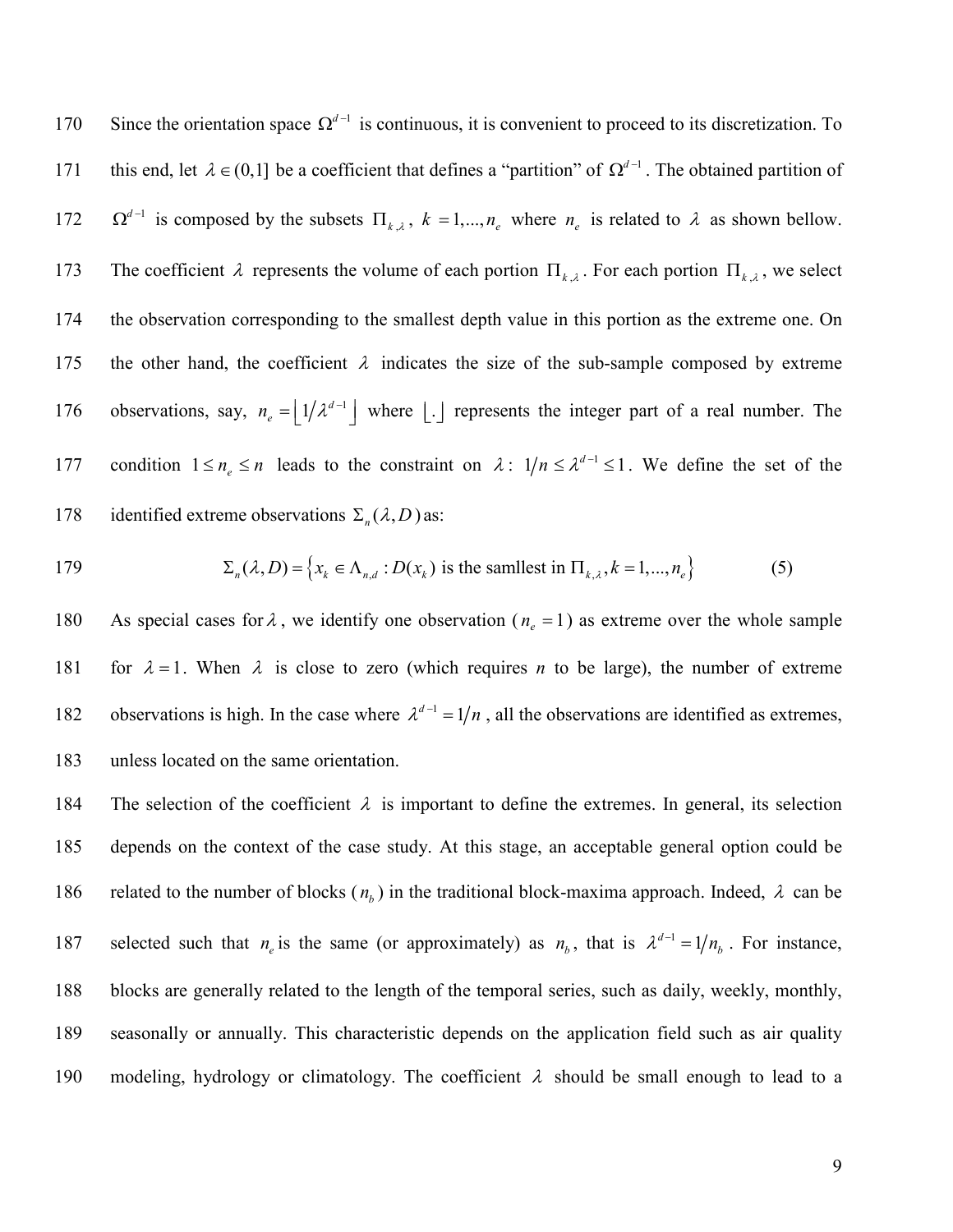Since the orientation space $\Omega^{d-1}$ is continuous, it is convenient to proceed to its discretization. To this end, let $\lambda \in (0,1]$ be a coefficient that defines a "partition" of $\Omega^{d-1}$. The obtained partition of $\Omega^{d-1}$ is composed by the subsets $\Pi_{k,\lambda}$, $k = 1,...,n_e$ where $n_e$ is related to $\lambda$ as shown bellow. The coefficient $\lambda$ represents the volume of each portion $\Pi_{k,\lambda}$. For each portion $\Pi_{k,\lambda}$, we select the observation corresponding to the smallest depth value in this portion as the extreme one. On the other hand, the coefficient $\lambda$ indicates the size of the sub-sample composed by extreme observations, say, $n_e = \lfloor 1/\lambda^{d-1} \rfloor$ where $\lfloor . \rfloor$ represents the integer part of a real number. The condition $1 \le n_e \le n$ leads to the constraint on $\lambda$: $1/n \le \lambda^{d-1} \le 1$. We define the set of the identified extreme observations $\Sigma_n(\lambda, D)$ as:

$$\Sigma_n(\lambda, D) = \left\{ x_k \in \Lambda_{n,d} : D(x_k) \text{ is the samllest in } \Pi_{k,\lambda}, k = 1,...,n_e \right\} \tag{5}$$

As special cases for $\lambda$, we identify one observation ($n_e = 1$) as extreme over the whole sample for $\lambda = 1$. When $\lambda$ is close to zero (which requires $n$ to be large), the number of extreme observations is high. In the case where $\lambda^{d-1} = 1/n$, all the observations are identified as extremes, unless located on the same orientation.

The selection of the coefficient $\lambda$ is important to define the extremes. In general, its selection depends on the context of the case study. At this stage, an acceptable general option could be related to the number of blocks ($n_b$) in the traditional block-maxima approach. Indeed, $\lambda$ can be selected such that $n_e$ is the same (or approximately) as $n_b$, that is $\lambda^{d-1} = 1/n_b$. For instance, blocks are generally related to the length of the temporal series, such as daily, weekly, monthly, seasonally or annually. This characteristic depends on the application field such as air quality modeling, hydrology or climatology. The coefficient $\lambda$ should be small enough to lead to a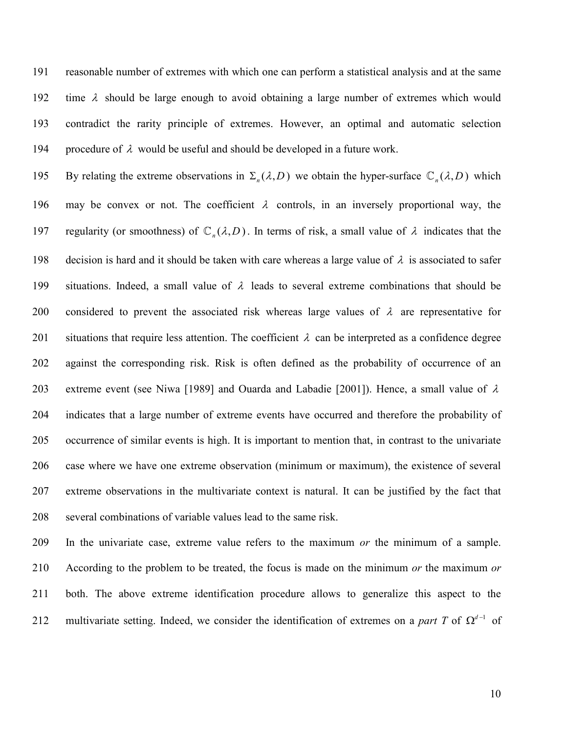reasonable number of extremes with which one can perform a statistical analysis and at the same time $\lambda$ should be large enough to avoid obtaining a large number of extremes which would contradict the rarity principle of extremes. However, an optimal and automatic selection procedure of $\lambda$ would be useful and should be developed in a future work.

By relating the extreme observations in $\Sigma_n(\lambda, D)$ we obtain the hyper-surface $\mathbb{C}_n(\lambda, D)$ which may be convex or not. The coefficient $\lambda$ controls, in an inversely proportional way, the regularity (or smoothness) of $\mathbb{C}_n(\lambda, D)$. In terms of risk, a small value of $\lambda$ indicates that the decision is hard and it should be taken with care whereas a large value of $\lambda$ is associated to safer situations. Indeed, a small value of $\lambda$ leads to several extreme combinations that should be considered to prevent the associated risk whereas large values of $\lambda$ are representative for situations that require less attention. The coefficient $\lambda$ can be interpreted as a confidence degree against the corresponding risk. Risk is often defined as the probability of occurrence of an extreme event (see Niwa [1989] and Ouarda and Labadie [2001]). Hence, a small value of $\lambda$ indicates that a large number of extreme events have occurred and therefore the probability of occurrence of similar events is high. It is important to mention that, in contrast to the univariate case where we have one extreme observation (minimum or maximum), the existence of several extreme observations in the multivariate context is natural. It can be justified by the fact that several combinations of variable values lead to the same risk.

In the univariate case, extreme value refers to the maximum *or* the minimum of a sample. According to the problem to be treated, the focus is made on the minimum *or* the maximum *or* both. The above extreme identification procedure allows to generalize this aspect to the multivariate setting. Indeed, we consider the identification of extremes on a *part T* of $\Omega^{d-1}$ of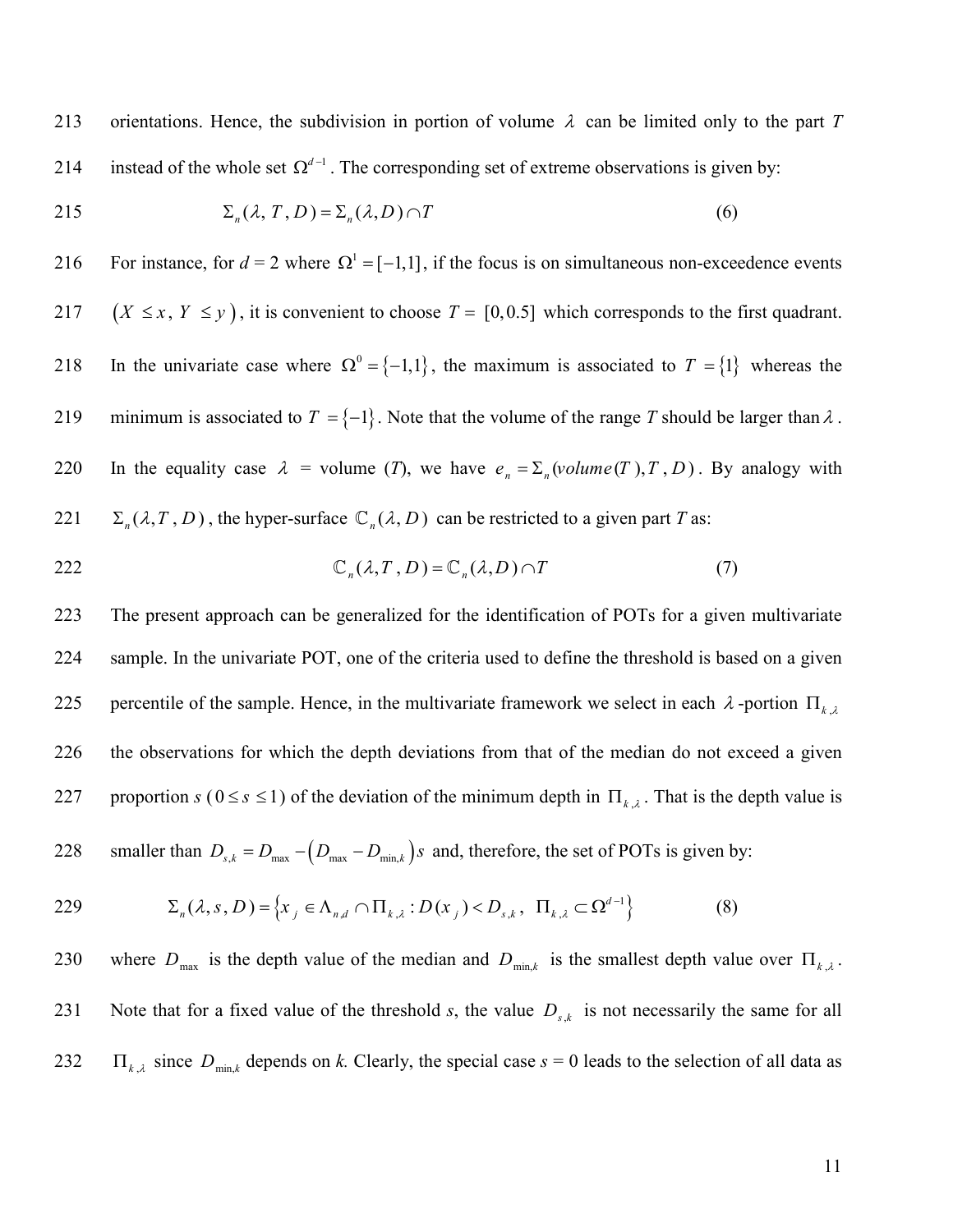orientations. Hence, the subdivision in portion of volume $\lambda$ can be limited only to the part $T$ instead of the whole set $\Omega^{d-1}$. The corresponding set of extreme observations is given by:

$$\Sigma_n(\lambda, T, D) = \Sigma_n(\lambda, D) \cap T \tag{6}$$

For instance, for $d = 2$ where $\Omega^1 = [-1,1]$, if the focus is on simultaneous non-exceedence events $(X \le x, Y \le y)$, it is convenient to choose $T = [0, 0.5]$ which corresponds to the first quadrant. In the univariate case where $\Omega^0 = \{-1,1\}$, the maximum is associated to $T = \{1\}$ whereas the minimum is associated to $T = \{-1\}$. Note that the volume of the range $T$ should be larger than $\lambda$. In the equality case $\lambda$ = volume ($T$), we have $e_n = \Sigma_n(volume(T), T, D)$. By analogy with $\Sigma_n(\lambda, T, D)$, the hyper-surface $\mathbb{C}_n(\lambda, D)$ can be restricted to a given part $T$ as:

$$\mathbb{C}_n(\lambda, T, D) = \mathbb{C}_n(\lambda, D) \cap T \tag{7}$$

The present approach can be generalized for the identification of POTs for a given multivariate sample. In the univariate POT, one of the criteria used to define the threshold is based on a given percentile of the sample. Hence, in the multivariate framework we select in each $\lambda$-portion $\Pi_{k,\lambda}$ the observations for which the depth deviations from that of the median do not exceed a given proportion $s$ ($0 \le s \le 1$) of the deviation of the minimum depth in $\Pi_{k,\lambda}$. That is the depth value is smaller than $D_{s,k} = D_{\max} - \left(D_{\max} - D_{\min,k}\right)s$ and, therefore, the set of POTs is given by:

$$\Sigma_n(\lambda, s, D) = \left\{ x_j \in \Lambda_{n,d} \cap \Pi_{k,\lambda} : D(x_j) < D_{s,k},\ \Pi_{k,\lambda} \subset \Omega^{d-1} \right\} \tag{8}$$

where $D_{\max}$ is the depth value of the median and $D_{\min,k}$ is the smallest depth value over $\Pi_{k,\lambda}$. Note that for a fixed value of the threshold $s$, the value $D_{s,k}$ is not necessarily the same for all $\Pi_{k,\lambda}$ since $D_{\min,k}$ depends on $k$. Clearly, the special case $s = 0$ leads to the selection of all data as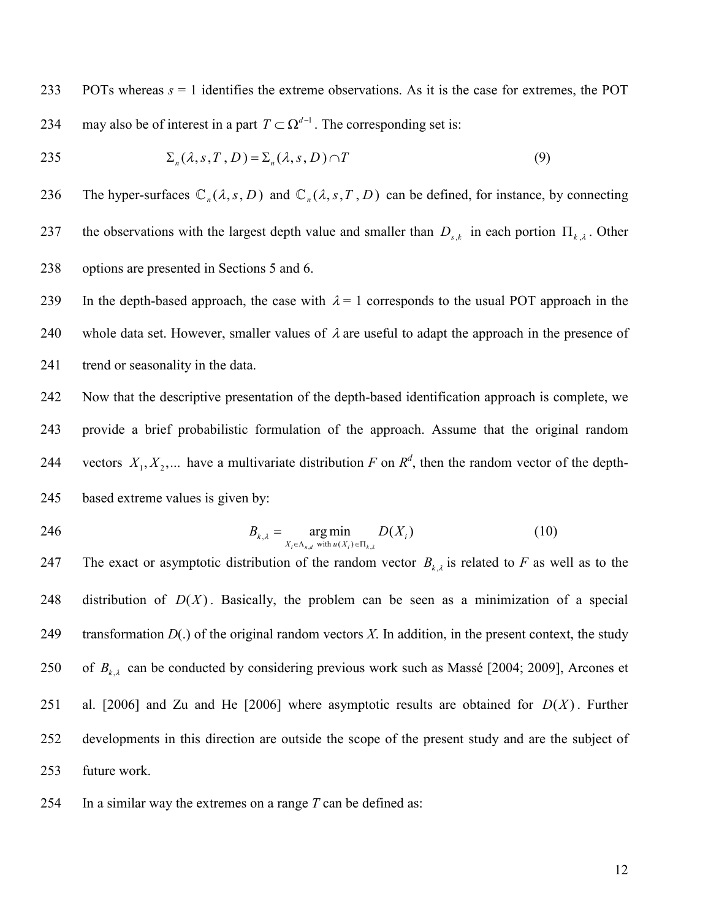POTs whereas $s$ = 1 identifies the extreme observations. As it is the case for extremes, the POT may also be of interest in a part $T \subset \Omega^{d-1}$. The corresponding set is:

$$\Sigma_n(\lambda, s, T, D) = \Sigma_n(\lambda, s, D) \cap T \tag{9}$$

The hyper-surfaces $\mathbb{C}_n(\lambda, s, D)$ and $\mathbb{C}_n(\lambda, s, T, D)$ can be defined, for instance, by connecting the observations with the largest depth value and smaller than $D_{s,k}$ in each portion $\Pi_{k,\lambda}$. Other options are presented in Sections 5 and 6.

In the depth-based approach, the case with $\lambda = 1$ corresponds to the usual POT approach in the whole data set. However, smaller values of $\lambda$ are useful to adapt the approach in the presence of trend or seasonality in the data.

Now that the descriptive presentation of the depth-based identification approach is complete, we provide a brief probabilistic formulation of the approach. Assume that the original random vectors $X_1, X_2, \ldots$ have a multivariate distribution $F$ on $R^d$, then the random vector of the depth-based extreme values is given by:

$$B_{k,\lambda} = \underset{X_i \in \Lambda_{n,d} \text{ with } u(X_i) \in \Pi_{k,\lambda}}{\arg\min} D(X_i) \tag{10}$$

The exact or asymptotic distribution of the random vector $B_{k,\lambda}$ is related to $F$ as well as to the distribution of $D(X)$. Basically, the problem can be seen as a minimization of a special transformation $D(.)$ of the original random vectors $X$. In addition, in the present context, the study of $B_{k,\lambda}$ can be conducted by considering previous work such as Massé [2004; 2009], Arcones et al. [2006] and Zu and He [2006] where asymptotic results are obtained for $D(X)$. Further developments in this direction are outside the scope of the present study and are the subject of future work.

In a similar way the extremes on a range $T$ can be defined as: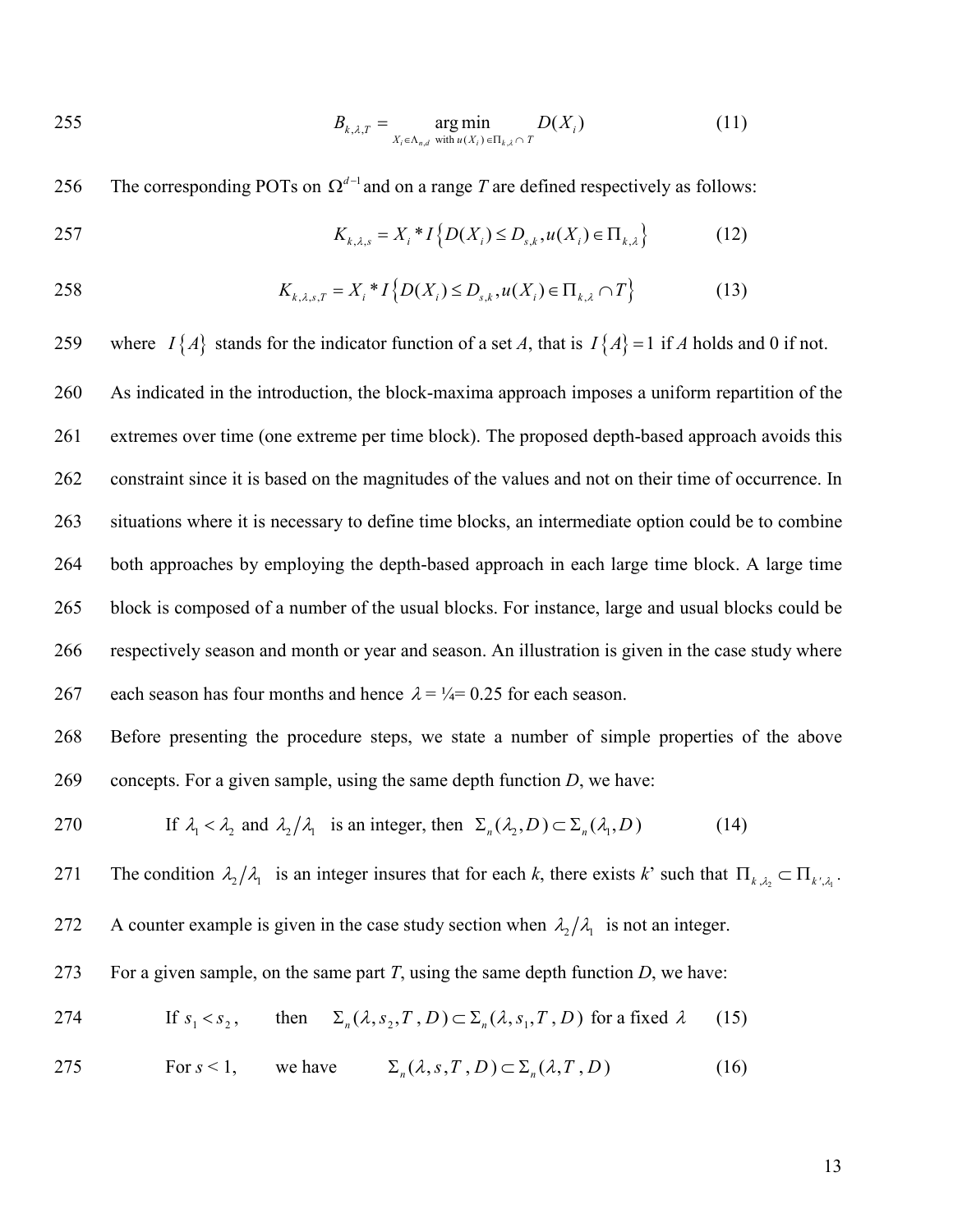$$B_{k,\lambda,T} = \underset{X_i \in \Lambda_{n,d} \text{ with } u(X_i) \in \Pi_{k,\lambda} \cap T}{\arg\min} D(X_i) \tag{11}$$

The corresponding POTs on $\Omega^{d-1}$ and on a range $T$ are defined respectively as follows:

$$K_{k,\lambda,s} = X_i * I\left\{D(X_i) \le D_{s,k}, u(X_i) \in \Pi_{k,\lambda}\right\} \tag{12}$$

$$K_{k,\lambda,s,T} = X_i * I\left\{D(X_i) \le D_{s,k}, u(X_i) \in \Pi_{k,\lambda} \cap T\right\} \tag{13}$$

where $I\{A\}$ stands for the indicator function of a set $A$, that is $I\{A\} = 1$ if $A$ holds and 0 if not.

As indicated in the introduction, the block-maxima approach imposes a uniform repartition of the extremes over time (one extreme per time block). The proposed depth-based approach avoids this constraint since it is based on the magnitudes of the values and not on their time of occurrence. In situations where it is necessary to define time blocks, an intermediate option could be to combine both approaches by employing the depth-based approach in each large time block. A large time block is composed of a number of the usual blocks. For instance, large and usual blocks could be respectively season and month or year and season. An illustration is given in the case study where each season has four months and hence $\lambda$ = ¼= 0.25 for each season.

Before presenting the procedure steps, we state a number of simple properties of the above concepts. For a given sample, using the same depth function $D$, we have:

$$\text{If } \lambda_1 < \lambda_2 \text{ and } \lambda_2/\lambda_1 \text{ is an integer, then } \Sigma_n(\lambda_2, D) \subset \Sigma_n(\lambda_1, D) \tag{14}$$

The condition $\lambda_2/\lambda_1$ is an integer insures that for each $k$, there exists $k'$ such that $\Pi_{k,\lambda_2} \subset \Pi_{k',\lambda_1}$. A counter example is given in the case study section when $\lambda_2/\lambda_1$ is not an integer.

For a given sample, on the same part $T$, using the same depth function $D$, we have:

$$\text{If } s_1 < s_2, \quad \text{then } \Sigma_n(\lambda, s_2, T, D) \subset \Sigma_n(\lambda, s_1, T, D) \text{ for a fixed } \lambda \tag{15}$$

$$\text{For } s < 1, \quad \text{we have } \Sigma_n(\lambda, s, T, D) \subset \Sigma_n(\lambda, T, D) \tag{16}$$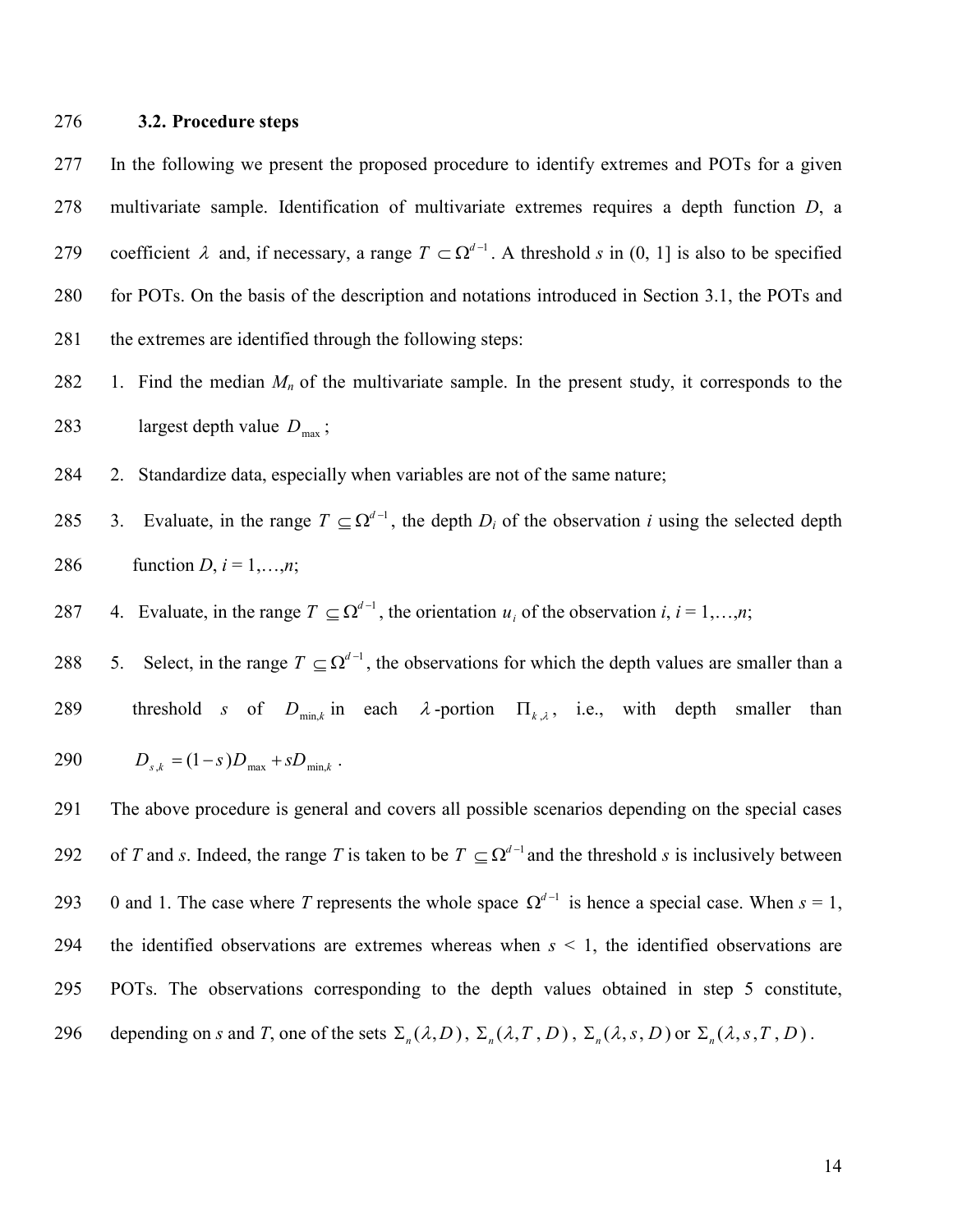### 3.2. Procedure steps

In the following we present the proposed procedure to identify extremes and POTs for a given multivariate sample. Identification of multivariate extremes requires a depth function $D$, a coefficient $\lambda$ and, if necessary, a range $T \subset \Omega^{d-1}$. A threshold $s$ in (0, 1] is also to be specified for POTs. On the basis of the description and notations introduced in Section 3.1, the POTs and the extremes are identified through the following steps:

1. Find the median $M_n$ of the multivariate sample. In the present study, it corresponds to the largest depth value $D_{\max}$;
2. Standardize data, especially when variables are not of the same nature;
3. Evaluate, in the range $T \subseteq \Omega^{d-1}$, the depth $D_i$ of the observation $i$ using the selected depth function $D$, $i = 1,\ldots,n$;
4. Evaluate, in the range $T \subseteq \Omega^{d-1}$, the orientation $u_i$ of the observation $i$, $i = 1,\ldots,n$;
5. Select, in the range $T \subseteq \Omega^{d-1}$, the observations for which the depth values are smaller than a threshold $s$ of $D_{\min,k}$ in each $\lambda$-portion $\Pi_{k,\lambda}$, i.e., with depth smaller than $D_{s,k} = (1-s)D_{\max} + sD_{\min,k}$.

The above procedure is general and covers all possible scenarios depending on the special cases of $T$ and $s$. Indeed, the range $T$ is taken to be $T \subseteq \Omega^{d-1}$ and the threshold $s$ is inclusively between 0 and 1. The case where $T$ represents the whole space $\Omega^{d-1}$ is hence a special case. When $s = 1$, the identified observations are extremes whereas when $s < 1$, the identified observations are POTs. The observations corresponding to the depth values obtained in step 5 constitute, depending on $s$ and $T$, one of the sets $\Sigma_n(\lambda, D)$, $\Sigma_n(\lambda, T, D)$, $\Sigma_n(\lambda, s, D)$ or $\Sigma_n(\lambda, s, T, D)$.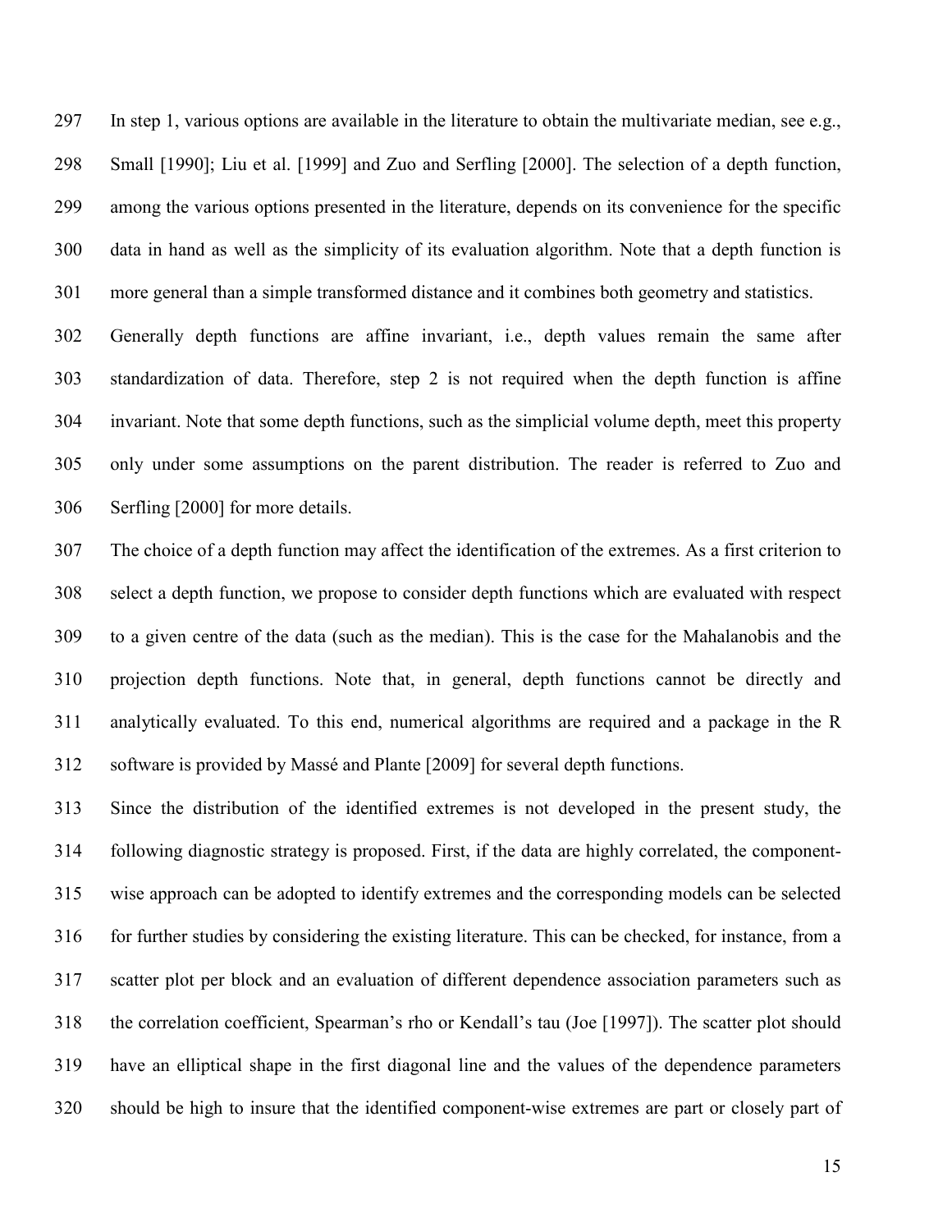In step 1, various options are available in the literature to obtain the multivariate median, see e.g., Small [1990]; Liu et al. [1999] and Zuo and Serfling [2000]. The selection of a depth function, among the various options presented in the literature, depends on its convenience for the specific data in hand as well as the simplicity of its evaluation algorithm. Note that a depth function is more general than a simple transformed distance and it combines both geometry and statistics.

Generally depth functions are affine invariant, i.e., depth values remain the same after standardization of data. Therefore, step 2 is not required when the depth function is affine invariant. Note that some depth functions, such as the simplicial volume depth, meet this property only under some assumptions on the parent distribution. The reader is referred to Zuo and Serfling [2000] for more details.

The choice of a depth function may affect the identification of the extremes. As a first criterion to select a depth function, we propose to consider depth functions which are evaluated with respect to a given centre of the data (such as the median). This is the case for the Mahalanobis and the projection depth functions. Note that, in general, depth functions cannot be directly and analytically evaluated. To this end, numerical algorithms are required and a package in the R software is provided by Massé and Plante [2009] for several depth functions.

Since the distribution of the identified extremes is not developed in the present study, the following diagnostic strategy is proposed. First, if the data are highly correlated, the component-wise approach can be adopted to identify extremes and the corresponding models can be selected for further studies by considering the existing literature. This can be checked, for instance, from a scatter plot per block and an evaluation of different dependence association parameters such as the correlation coefficient, Spearman's rho or Kendall's tau (Joe [1997]). The scatter plot should have an elliptical shape in the first diagonal line and the values of the dependence parameters should be high to insure that the identified component-wise extremes are part or closely part of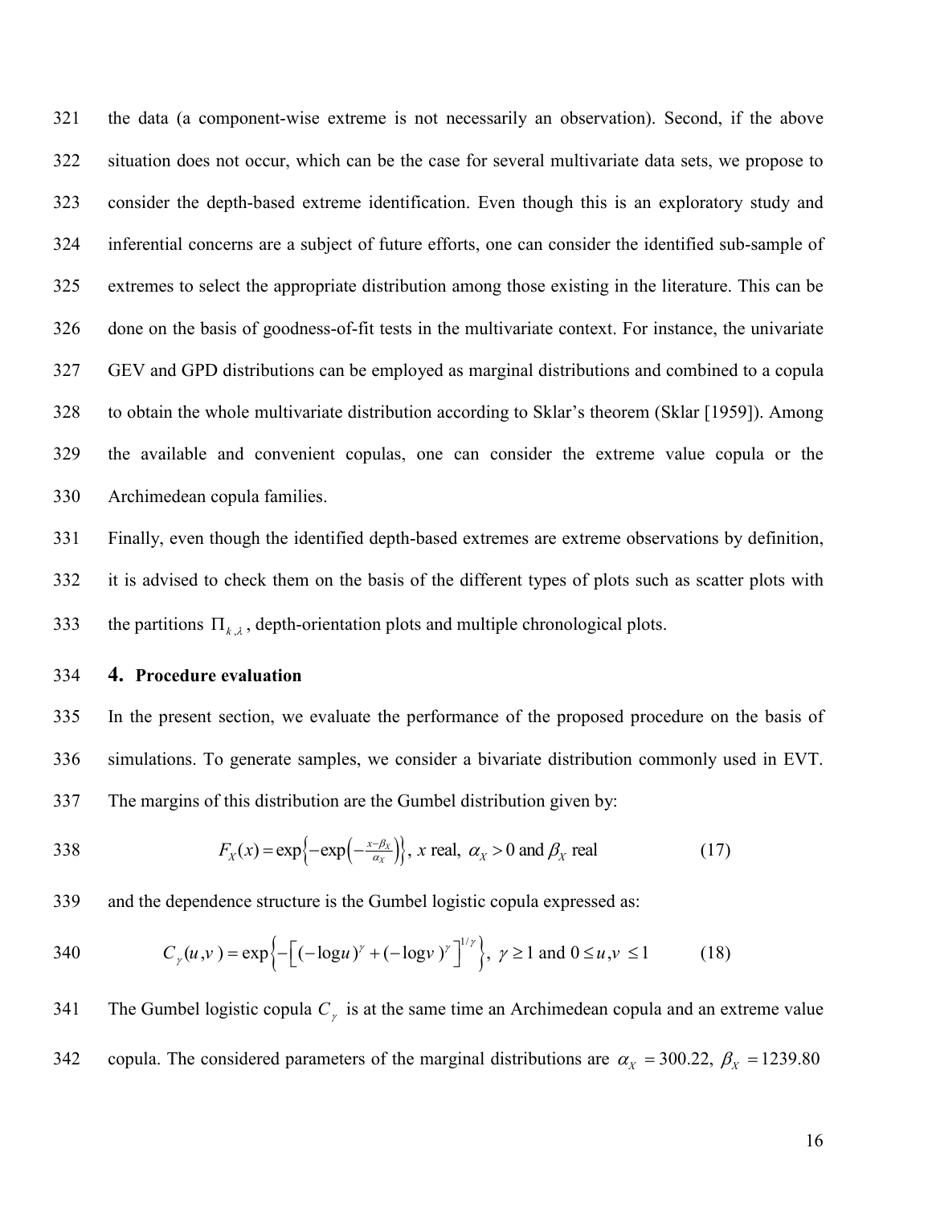the data (a component-wise extreme is not necessarily an observation). Second, if the above situation does not occur, which can be the case for several multivariate data sets, we propose to consider the depth-based extreme identification. Even though this is an exploratory study and inferential concerns are a subject of future efforts, one can consider the identified sub-sample of extremes to select the appropriate distribution among those existing in the literature. This can be done on the basis of goodness-of-fit tests in the multivariate context. For instance, the univariate GEV and GPD distributions can be employed as marginal distributions and combined to a copula to obtain the whole multivariate distribution according to Sklar's theorem (Sklar [1959]). Among the available and convenient copulas, one can consider the extreme value copula or the Archimedean copula families.

Finally, even though the identified depth-based extremes are extreme observations by definition, it is advised to check them on the basis of the different types of plots such as scatter plots with the partitions $\Pi_{k,\lambda}$, depth-orientation plots and multiple chronological plots.

## 4. Procedure evaluation

In the present section, we evaluate the performance of the proposed procedure on the basis of simulations. To generate samples, we consider a bivariate distribution commonly used in EVT. The margins of this distribution are the Gumbel distribution given by:

$$F_X(x) = \exp\left\{-\exp\left(-\tfrac{x-\beta_X}{\alpha_X}\right)\right\},\ x \text{ real},\ \alpha_X > 0 \text{ and } \beta_X \text{ real} \tag{17}$$

and the dependence structure is the Gumbel logistic copula expressed as:

$$C_\gamma(u,v) = \exp\left\{-\left[(-\log u)^\gamma + (-\log v)^\gamma\right]^{1/\gamma}\right\},\ \gamma \geq 1 \text{ and } 0 \leq u,v \leq 1 \tag{18}$$

The Gumbel logistic copula $C_\gamma$ is at the same time an Archimedean copula and an extreme value copula. The considered parameters of the marginal distributions are $\alpha_X = 300.22,\ \beta_X = 1239.80$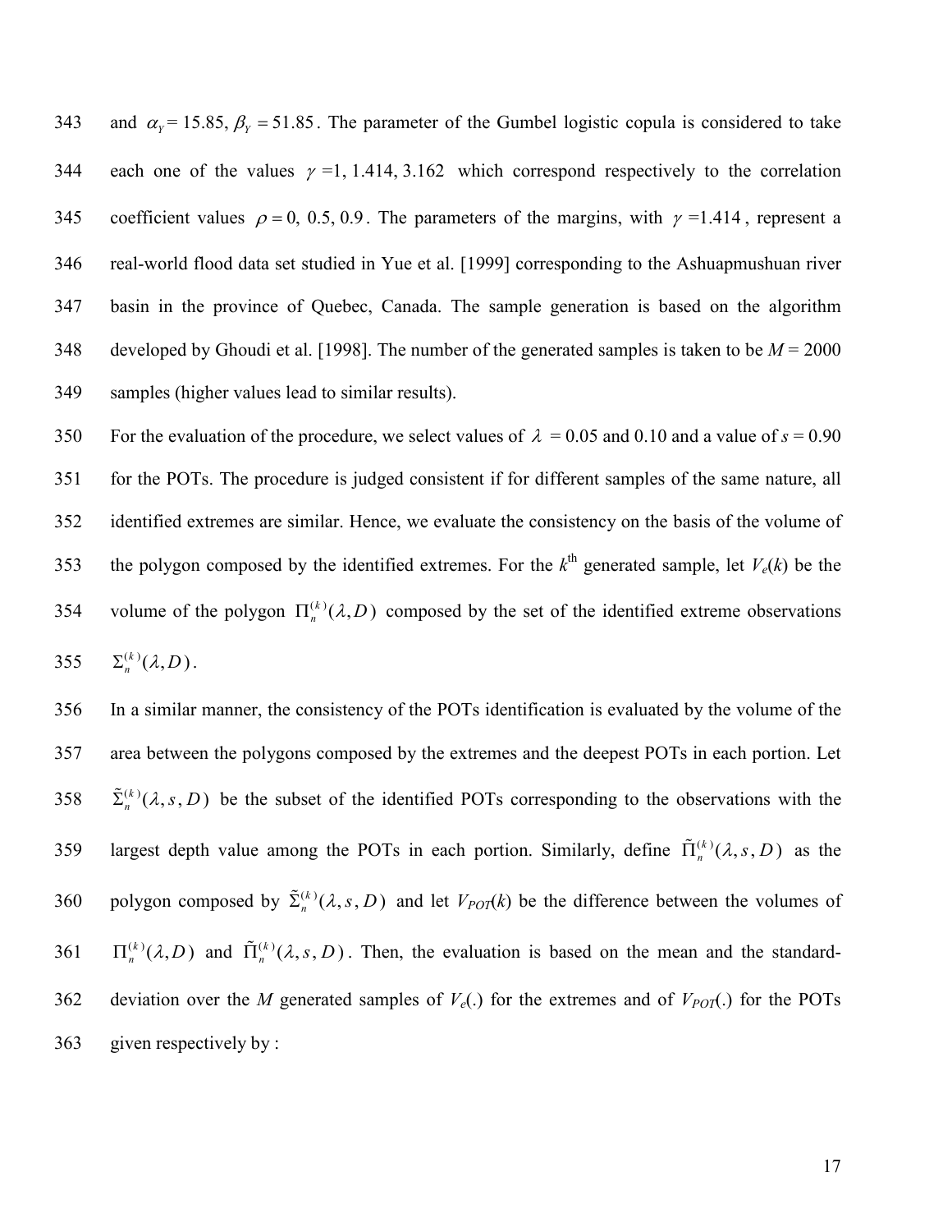and $\alpha_Y = 15.85, \beta_Y = 51.85$. The parameter of the Gumbel logistic copula is considered to take each one of the values $\gamma = 1, 1.414, 3.162$ which correspond respectively to the correlation coefficient values $\rho = 0,\ 0.5,\ 0.9$. The parameters of the margins, with $\gamma = 1.414$, represent a real-world flood data set studied in Yue et al. [1999] corresponding to the Ashuapmushuan river basin in the province of Quebec, Canada. The sample generation is based on the algorithm developed by Ghoudi et al. [1998]. The number of the generated samples is taken to be $M = 2000$ samples (higher values lead to similar results).

For the evaluation of the procedure, we select values of $\lambda = 0.05$ and $0.10$ and a value of $s = 0.90$ for the POTs. The procedure is judged consistent if for different samples of the same nature, all identified extremes are similar. Hence, we evaluate the consistency on the basis of the volume of the polygon composed by the identified extremes. For the $k^{\text{th}}$ generated sample, let $V_e(k)$ be the volume of the polygon $\Pi_n^{(k)}(\lambda, D)$ composed by the set of the identified extreme observations $\Sigma_n^{(k)}(\lambda, D)$.

In a similar manner, the consistency of the POTs identification is evaluated by the volume of the area between the polygons composed by the extremes and the deepest POTs in each portion. Let $\tilde{\Sigma}_n^{(k)}(\lambda, s, D)$ be the subset of the identified POTs corresponding to the observations with the largest depth value among the POTs in each portion. Similarly, define $\tilde{\Pi}_n^{(k)}(\lambda, s, D)$ as the polygon composed by $\tilde{\Sigma}_n^{(k)}(\lambda, s, D)$ and let $V_{POT}(k)$ be the difference between the volumes of $\Pi_n^{(k)}(\lambda, D)$ and $\tilde{\Pi}_n^{(k)}(\lambda, s, D)$. Then, the evaluation is based on the mean and the standard-deviation over the $M$ generated samples of $V_e(.)$ for the extremes and of $V_{POT}(.)$ for the POTs given respectively by :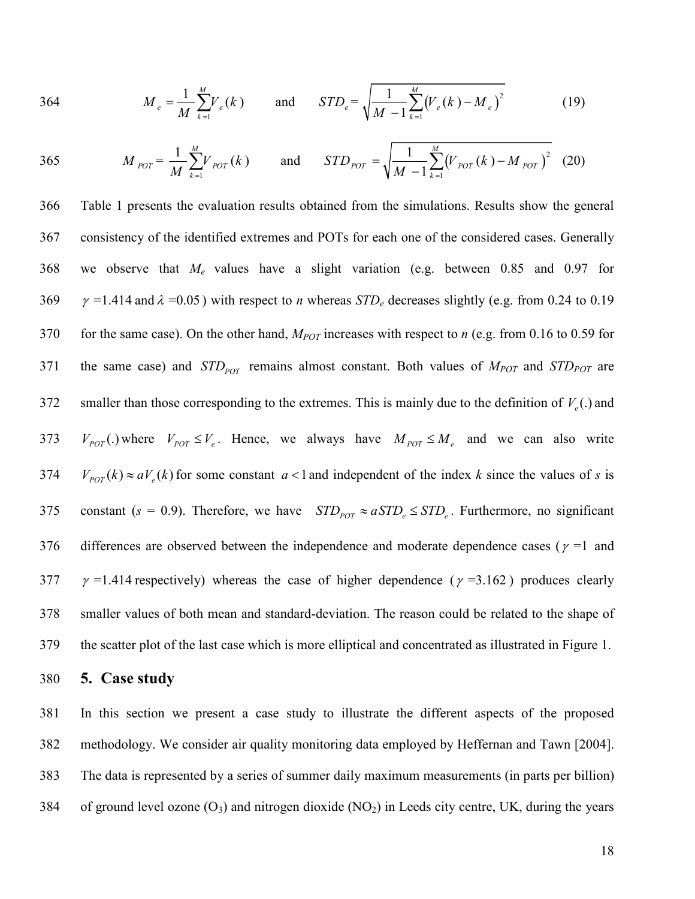$$M_e = \frac{1}{M}\sum_{k=1}^{M} V_e(k) \qquad \text{and} \qquad STD_e = \sqrt{\frac{1}{M-1}\sum_{k=1}^{M}\left(V_e(k) - M_e\right)^2} \tag{19}$$

$$M_{POT} = \frac{1}{M}\sum_{k=1}^{M} V_{POT}(k) \qquad \text{and} \qquad STD_{POT} = \sqrt{\frac{1}{M-1}\sum_{k=1}^{M}\left(V_{POT}(k) - M_{POT}\right)^2} \tag{20}$$

Table 1 presents the evaluation results obtained from the simulations. Results show the general consistency of the identified extremes and POTs for each one of the considered cases. Generally we observe that $M_e$ values have a slight variation (e.g. between 0.85 and 0.97 for $\gamma = 1.414$ and $\lambda = 0.05$) with respect to *n* whereas $STD_e$ decreases slightly (e.g. from 0.24 to 0.19 for the same case). On the other hand, $M_{POT}$ increases with respect to *n* (e.g. from 0.16 to 0.59 for the same case) and $STD_{POT}$ remains almost constant. Both values of $M_{POT}$ and $STD_{POT}$ are smaller than those corresponding to the extremes. This is mainly due to the definition of $V_e(.)$ and $V_{POT}(.)$ where $V_{POT} \leq V_e$. Hence, we always have $M_{POT} \leq M_e$ and we can also write $V_{POT}(k) \approx aV_e(k)$ for some constant $a < 1$ and independent of the index *k* since the values of *s* is constant (*s* = 0.9). Therefore, we have $STD_{POT} \approx aSTD_e \leq STD_e$. Furthermore, no significant differences are observed between the independence and moderate dependence cases ($\gamma = 1$ and $\gamma = 1.414$ respectively) whereas the case of higher dependence ($\gamma = 3.162$) produces clearly smaller values of both mean and standard-deviation. The reason could be related to the shape of the scatter plot of the last case which is more elliptical and concentrated as illustrated in Figure 1.

## 5. Case study

In this section we present a case study to illustrate the different aspects of the proposed methodology. We consider air quality monitoring data employed by Heffernan and Tawn [2004]. The data is represented by a series of summer daily maximum measurements (in parts per billion) of ground level ozone ($O_3$) and nitrogen dioxide ($NO_2$) in Leeds city centre, UK, during the years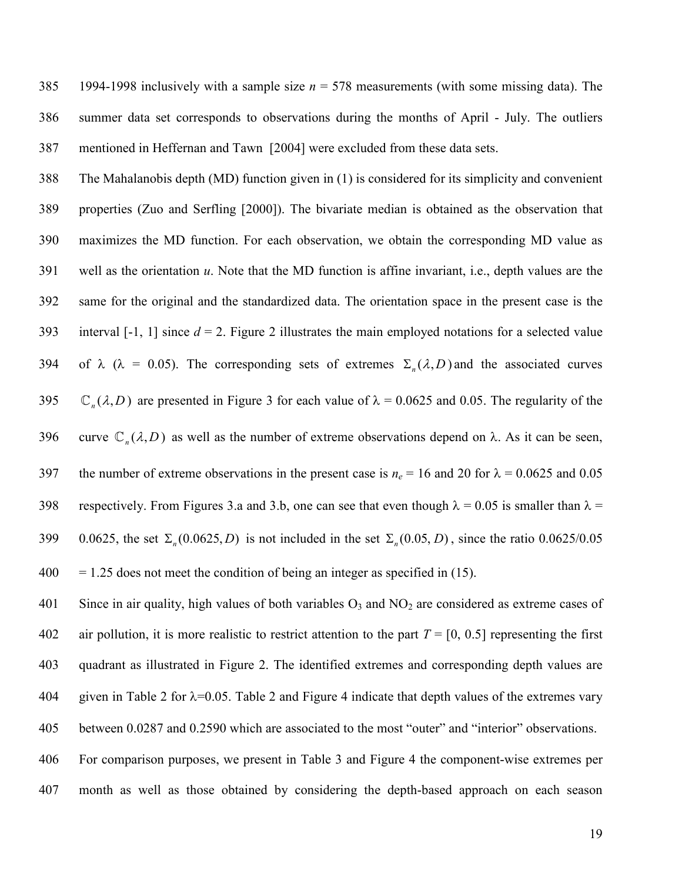1994-1998 inclusively with a sample size $n$ = 578 measurements (with some missing data). The summer data set corresponds to observations during the months of April - July. The outliers mentioned in Heffernan and Tawn [2004] were excluded from these data sets.

The Mahalanobis depth (MD) function given in (1) is considered for its simplicity and convenient properties (Zuo and Serfling [2000]). The bivariate median is obtained as the observation that maximizes the MD function. For each observation, we obtain the corresponding MD value as well as the orientation $u$. Note that the MD function is affine invariant, i.e., depth values are the same for the original and the standardized data. The orientation space in the present case is the interval [-1, 1] since $d$ = 2. Figure 2 illustrates the main employed notations for a selected value of λ (λ = 0.05). The corresponding sets of extremes $\Sigma_n(\lambda, D)$ and the associated curves $\mathbb{C}_n(\lambda, D)$ are presented in Figure 3 for each value of λ = 0.0625 and 0.05. The regularity of the curve $\mathbb{C}_n(\lambda, D)$ as well as the number of extreme observations depend on λ. As it can be seen, the number of extreme observations in the present case is $n_e$ = 16 and 20 for λ = 0.0625 and 0.05 respectively. From Figures 3.a and 3.b, one can see that even though λ = 0.05 is smaller than λ = 0.0625, the set $\Sigma_n(0.0625, D)$ is not included in the set $\Sigma_n(0.05, D)$, since the ratio 0.0625/0.05 = 1.25 does not meet the condition of being an integer as specified in (15).

Since in air quality, high values of both variables $O_3$ and $NO_2$ are considered as extreme cases of air pollution, it is more realistic to restrict attention to the part $T$ = [0, 0.5] representing the first quadrant as illustrated in Figure 2. The identified extremes and corresponding depth values are given in Table 2 for λ=0.05. Table 2 and Figure 4 indicate that depth values of the extremes vary between 0.0287 and 0.2590 which are associated to the most "outer" and "interior" observations.

For comparison purposes, we present in Table 3 and Figure 4 the component-wise extremes per month as well as those obtained by considering the depth-based approach on each season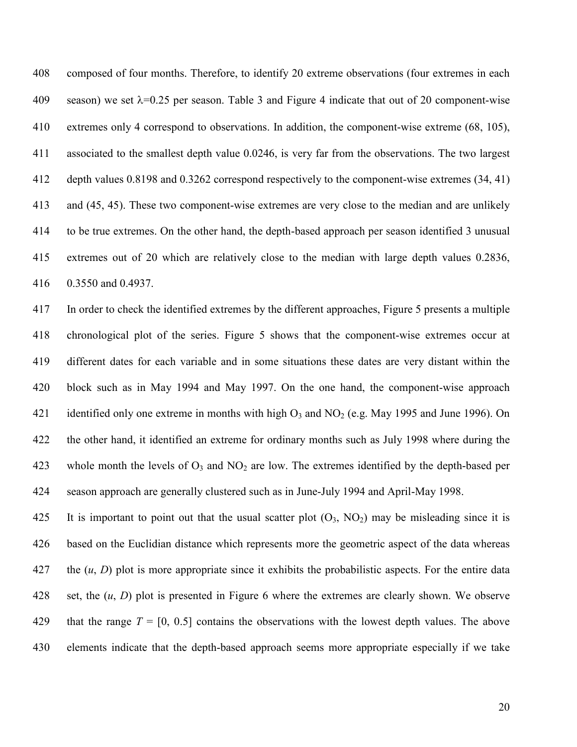composed of four months. Therefore, to identify 20 extreme observations (four extremes in each season) we set $\lambda$=0.25 per season. Table 3 and Figure 4 indicate that out of 20 component-wise extremes only 4 correspond to observations. In addition, the component-wise extreme (68, 105), associated to the smallest depth value 0.0246, is very far from the observations. The two largest depth values 0.8198 and 0.3262 correspond respectively to the component-wise extremes (34, 41) and (45, 45). These two component-wise extremes are very close to the median and are unlikely to be true extremes. On the other hand, the depth-based approach per season identified 3 unusual extremes out of 20 which are relatively close to the median with large depth values 0.2836, 0.3550 and 0.4937.

In order to check the identified extremes by the different approaches, Figure 5 presents a multiple chronological plot of the series. Figure 5 shows that the component-wise extremes occur at different dates for each variable and in some situations these dates are very distant within the block such as in May 1994 and May 1997. On the one hand, the component-wise approach identified only one extreme in months with high $O_3$ and $NO_2$ (e.g. May 1995 and June 1996). On the other hand, it identified an extreme for ordinary months such as July 1998 where during the whole month the levels of $O_3$ and $NO_2$ are low. The extremes identified by the depth-based per season approach are generally clustered such as in June-July 1994 and April-May 1998.

It is important to point out that the usual scatter plot ($O_3$, $NO_2$) may be misleading since it is based on the Euclidian distance which represents more the geometric aspect of the data whereas the ($u$, $D$) plot is more appropriate since it exhibits the probabilistic aspects. For the entire data set, the ($u$, $D$) plot is presented in Figure 6 where the extremes are clearly shown. We observe that the range $T$ = [0, 0.5] contains the observations with the lowest depth values. The above elements indicate that the depth-based approach seems more appropriate especially if we take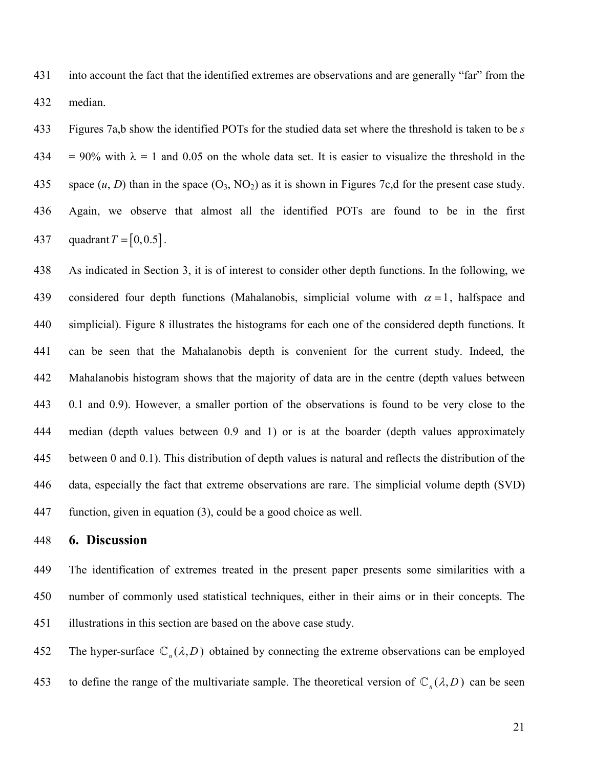into account the fact that the identified extremes are observations and are generally "far" from the median.

Figures 7a,b show the identified POTs for the studied data set where the threshold is taken to be $s$ = 90% with $\lambda$ = 1 and 0.05 on the whole data set. It is easier to visualize the threshold in the space ($u$, $D$) than in the space ($O_3$, $NO_2$) as it is shown in Figures 7c,d for the present case study. Again, we observe that almost all the identified POTs are found to be in the first quadrant $T = [0, 0.5]$.

As indicated in Section 3, it is of interest to consider other depth functions. In the following, we considered four depth functions (Mahalanobis, simplicial volume with $\alpha = 1$, halfspace and simplicial). Figure 8 illustrates the histograms for each one of the considered depth functions. It can be seen that the Mahalanobis depth is convenient for the current study. Indeed, the Mahalanobis histogram shows that the majority of data are in the centre (depth values between 0.1 and 0.9). However, a smaller portion of the observations is found to be very close to the median (depth values between 0.9 and 1) or is at the boarder (depth values approximately between 0 and 0.1). This distribution of depth values is natural and reflects the distribution of the data, especially the fact that extreme observations are rare. The simplicial volume depth (SVD) function, given in equation (3), could be a good choice as well.

## 6. Discussion

The identification of extremes treated in the present paper presents some similarities with a number of commonly used statistical techniques, either in their aims or in their concepts. The illustrations in this section are based on the above case study.

The hyper-surface $\mathbb{C}_n(\lambda, D)$ obtained by connecting the extreme observations can be employed to define the range of the multivariate sample. The theoretical version of $\mathbb{C}_n(\lambda, D)$ can be seen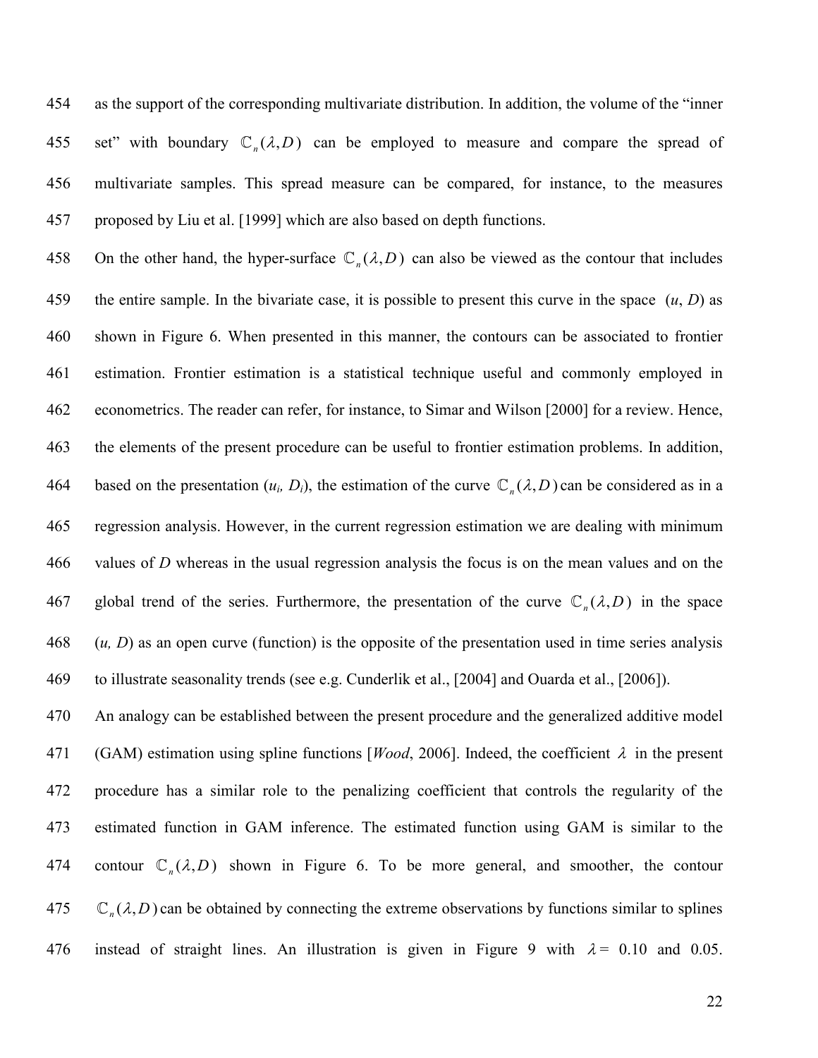as the support of the corresponding multivariate distribution. In addition, the volume of the "inner set" with boundary $\mathbb{C}_n(\lambda, D)$ can be employed to measure and compare the spread of multivariate samples. This spread measure can be compared, for instance, to the measures proposed by Liu et al. [1999] which are also based on depth functions.

On the other hand, the hyper-surface $\mathbb{C}_n(\lambda, D)$ can also be viewed as the contour that includes the entire sample. In the bivariate case, it is possible to present this curve in the space ($u$, $D$) as shown in Figure 6. When presented in this manner, the contours can be associated to frontier estimation. Frontier estimation is a statistical technique useful and commonly employed in econometrics. The reader can refer, for instance, to Simar and Wilson [2000] for a review. Hence, the elements of the present procedure can be useful to frontier estimation problems. In addition, based on the presentation ($u_i$, $D_i$), the estimation of the curve $\mathbb{C}_n(\lambda, D)$ can be considered as in a regression analysis. However, in the current regression estimation we are dealing with minimum values of $D$ whereas in the usual regression analysis the focus is on the mean values and on the global trend of the series. Furthermore, the presentation of the curve $\mathbb{C}_n(\lambda, D)$ in the space ($u$, $D$) as an open curve (function) is the opposite of the presentation used in time series analysis to illustrate seasonality trends (see e.g. Cunderlik et al., [2004] and Ouarda et al., [2006]).

An analogy can be established between the present procedure and the generalized additive model (GAM) estimation using spline functions [*Wood*, 2006]. Indeed, the coefficient $\lambda$ in the present procedure has a similar role to the penalizing coefficient that controls the regularity of the estimated function in GAM inference. The estimated function using GAM is similar to the contour $\mathbb{C}_n(\lambda, D)$ shown in Figure 6. To be more general, and smoother, the contour $\mathbb{C}_n(\lambda, D)$ can be obtained by connecting the extreme observations by functions similar to splines instead of straight lines. An illustration is given in Figure 9 with $\lambda =$ 0.10 and 0.05.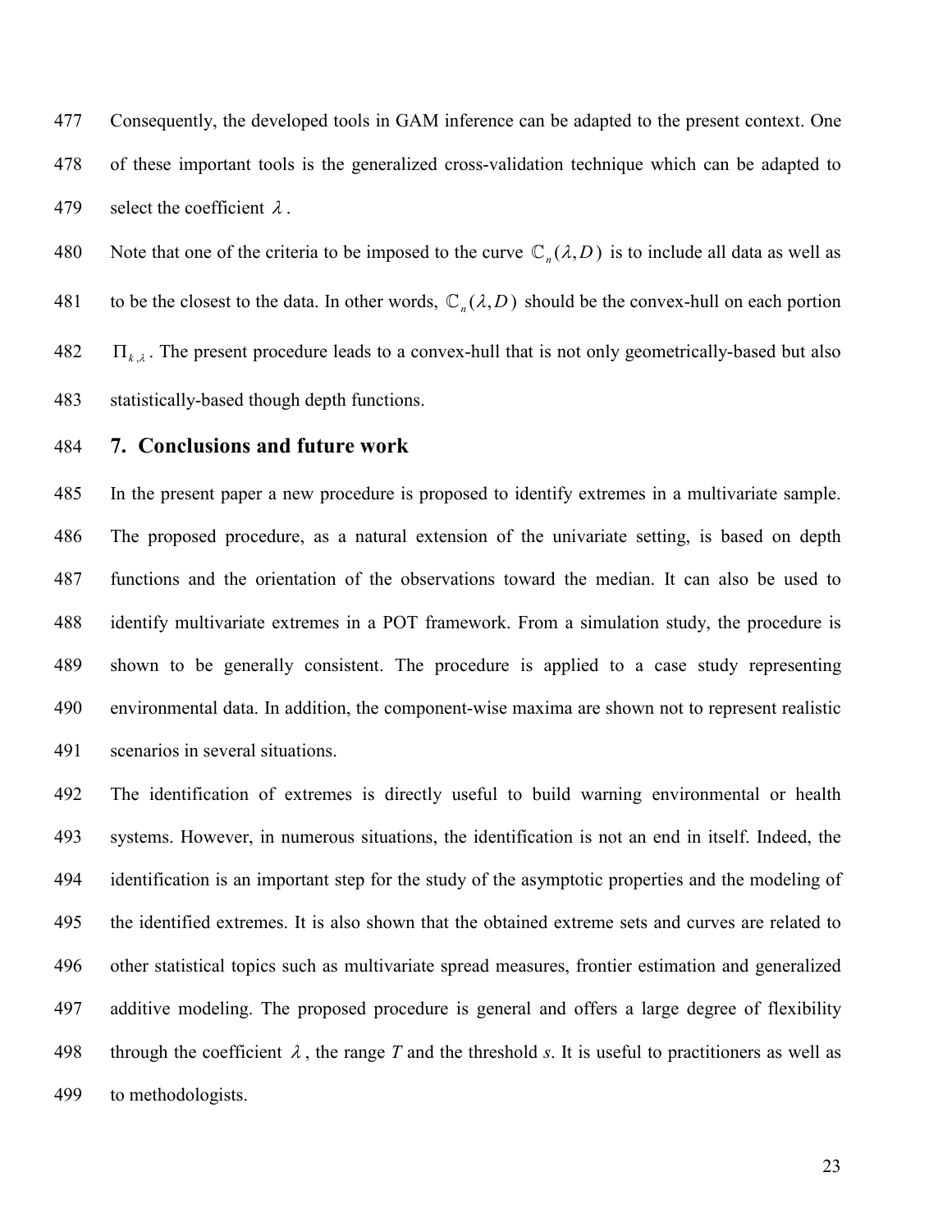Consequently, the developed tools in GAM inference can be adapted to the present context. One of these important tools is the generalized cross-validation technique which can be adapted to select the coefficient $\lambda$.

Note that one of the criteria to be imposed to the curve $\mathbb{C}_n(\lambda, D)$ is to include all data as well as to be the closest to the data. In other words, $\mathbb{C}_n(\lambda, D)$ should be the convex-hull on each portion $\Pi_{k,\lambda}$. The present procedure leads to a convex-hull that is not only geometrically-based but also statistically-based though depth functions.

## 7. Conclusions and future work

In the present paper a new procedure is proposed to identify extremes in a multivariate sample. The proposed procedure, as a natural extension of the univariate setting, is based on depth functions and the orientation of the observations toward the median. It can also be used to identify multivariate extremes in a POT framework. From a simulation study, the procedure is shown to be generally consistent. The procedure is applied to a case study representing environmental data. In addition, the component-wise maxima are shown not to represent realistic scenarios in several situations.

The identification of extremes is directly useful to build warning environmental or health systems. However, in numerous situations, the identification is not an end in itself. Indeed, the identification is an important step for the study of the asymptotic properties and the modeling of the identified extremes. It is also shown that the obtained extreme sets and curves are related to other statistical topics such as multivariate spread measures, frontier estimation and generalized additive modeling. The proposed procedure is general and offers a large degree of flexibility through the coefficient $\lambda$, the range $T$ and the threshold $s$. It is useful to practitioners as well as to methodologists.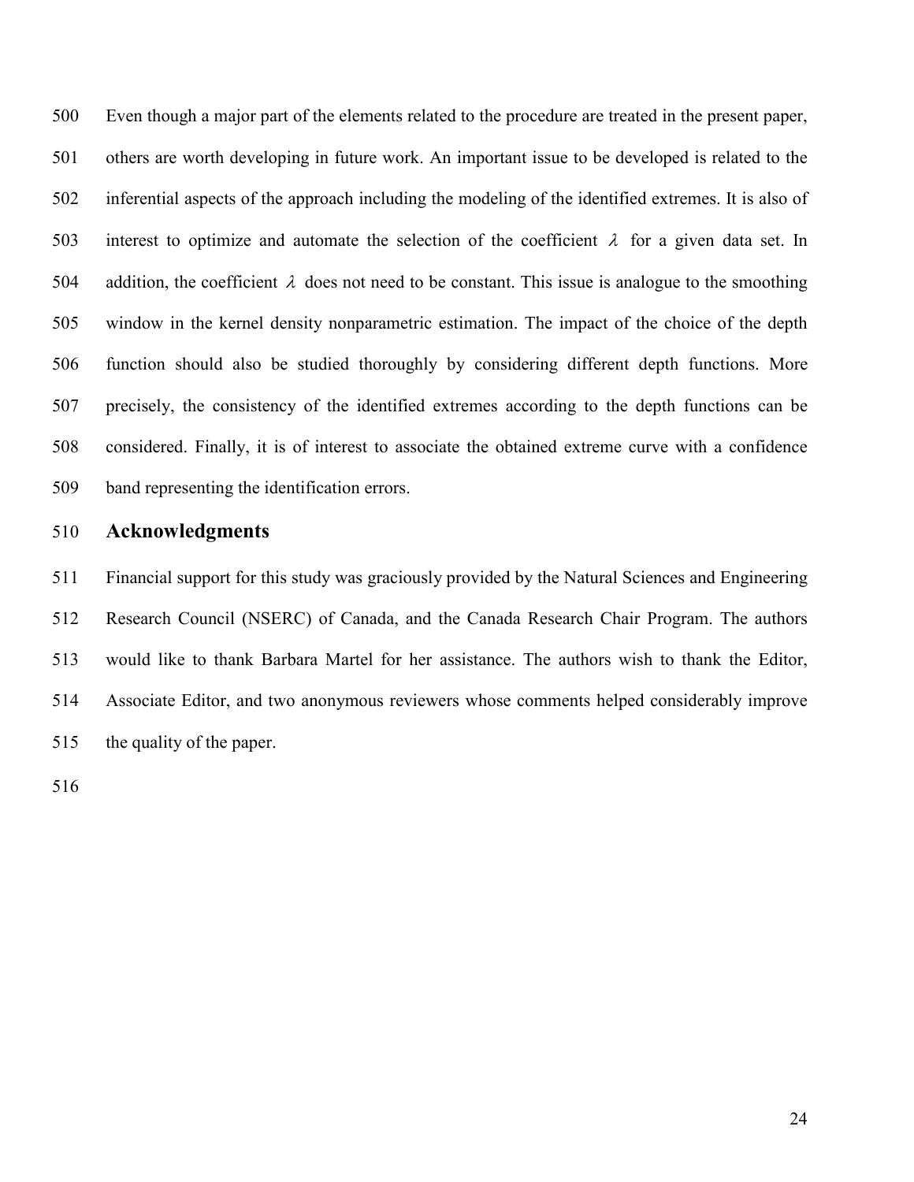Even though a major part of the elements related to the procedure are treated in the present paper, others are worth developing in future work. An important issue to be developed is related to the inferential aspects of the approach including the modeling of the identified extremes. It is also of interest to optimize and automate the selection of the coefficient $\lambda$ for a given data set. In addition, the coefficient $\lambda$ does not need to be constant. This issue is analogue to the smoothing window in the kernel density nonparametric estimation. The impact of the choice of the depth function should also be studied thoroughly by considering different depth functions. More precisely, the consistency of the identified extremes according to the depth functions can be considered. Finally, it is of interest to associate the obtained extreme curve with a confidence band representing the identification errors.

## Acknowledgments

Financial support for this study was graciously provided by the Natural Sciences and Engineering Research Council (NSERC) of Canada, and the Canada Research Chair Program. The authors would like to thank Barbara Martel for her assistance. The authors wish to thank the Editor, Associate Editor, and two anonymous reviewers whose comments helped considerably improve the quality of the paper.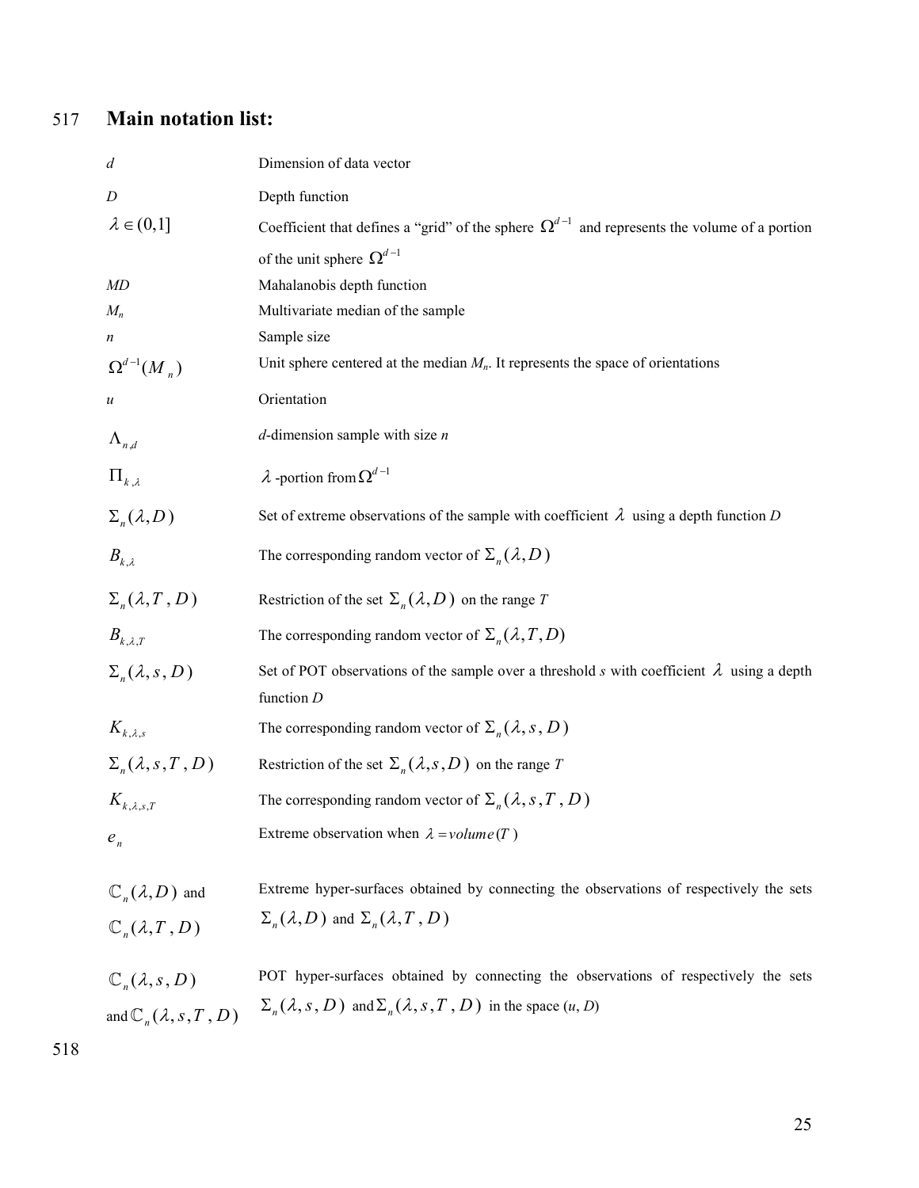## Main notation list:

| | |
|---|---|
| $d$ | Dimension of data vector |
| $D$ | Depth function |
| $\lambda \in (0,1]$ | Coefficient that defines a "grid" of the sphere $\Omega^{d-1}$ and represents the volume of a portion of the unit sphere $\Omega^{d-1}$ |
| $MD$ | Mahalanobis depth function |
| $M_n$ | Multivariate median of the sample |
| $n$ | Sample size |
| $\Omega^{d-1}(M_n)$ | Unit sphere centered at the median $M_n$. It represents the space of orientations |
| $u$ | Orientation |
| $\Lambda_{n,d}$ | $d$-dimension sample with size $n$ |
| $\Pi_{k,\lambda}$ | $\lambda$ -portion from $\Omega^{d-1}$ |
| $\Sigma_n(\lambda, D)$ | Set of extreme observations of the sample with coefficient $\lambda$ using a depth function $D$ |
| $B_{k,\lambda}$ | The corresponding random vector of $\Sigma_n(\lambda, D)$ |
| $\Sigma_n(\lambda, T, D)$ | Restriction of the set $\Sigma_n(\lambda, D)$ on the range $T$ |
| $B_{k,\lambda,T}$ | The corresponding random vector of $\Sigma_n(\lambda, T, D)$ |
| $\Sigma_n(\lambda, s, D)$ | Set of POT observations of the sample over a threshold $s$ with coefficient $\lambda$ using a depth function $D$ |
| $K_{k,\lambda,s}$ | The corresponding random vector of $\Sigma_n(\lambda, s, D)$ |
| $\Sigma_n(\lambda, s, T, D)$ | Restriction of the set $\Sigma_n(\lambda, s, D)$ on the range $T$ |
| $K_{k,\lambda,s,T}$ | The corresponding random vector of $\Sigma_n(\lambda, s, T, D)$ |
| $e_n$ | Extreme observation when $\lambda = volume(T)$ |
| $\mathbb{C}_n(\lambda, D)$ and $\mathbb{C}_n(\lambda, T, D)$ | Extreme hyper-surfaces obtained by connecting the observations of respectively the sets $\Sigma_n(\lambda, D)$ and $\Sigma_n(\lambda, T, D)$ |
| $\mathbb{C}_n(\lambda, s, D)$ and $\mathbb{C}_n(\lambda, s, T, D)$ | POT hyper-surfaces obtained by connecting the observations of respectively the sets $\Sigma_n(\lambda, s, D)$ and $\Sigma_n(\lambda, s, T, D)$ in the space $(u, D)$ |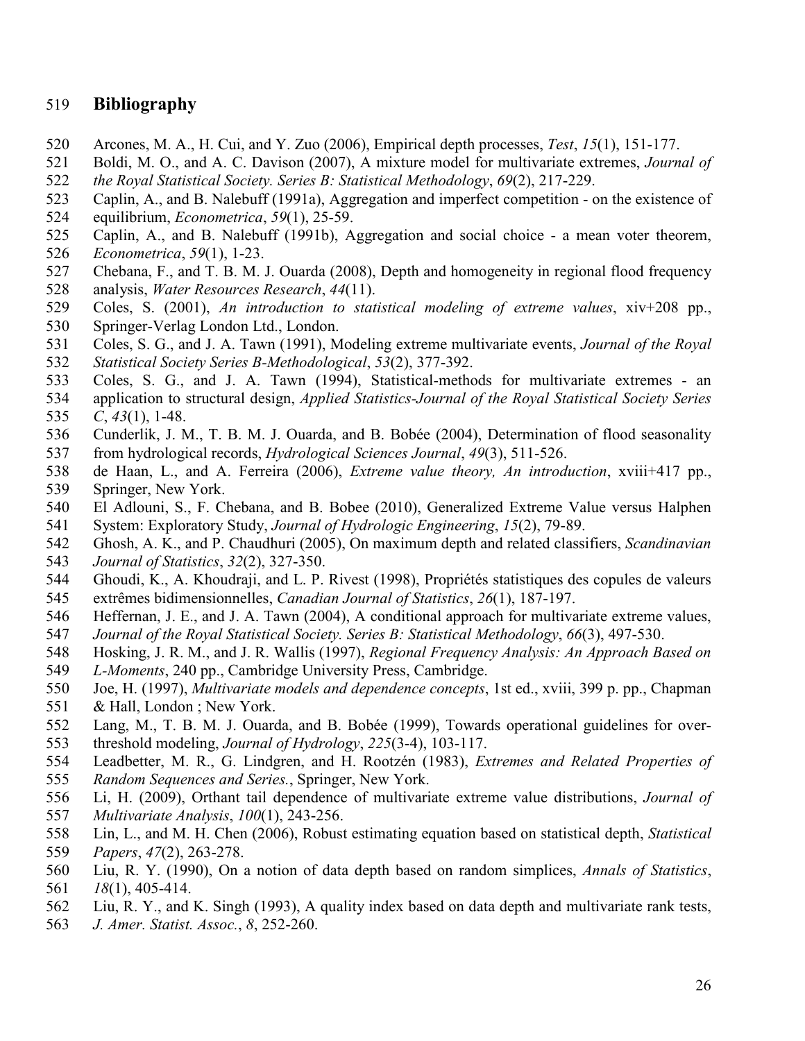## Bibliography

Arcones, M. A., H. Cui, and Y. Zuo (2006), Empirical depth processes, *Test*, *15*(1), 151-177.

Boldi, M. O., and A. C. Davison (2007), A mixture model for multivariate extremes, *Journal of the Royal Statistical Society. Series B: Statistical Methodology*, *69*(2), 217-229.

Caplin, A., and B. Nalebuff (1991a), Aggregation and imperfect competition - on the existence of equilibrium, *Econometrica*, *59*(1), 25-59.

Caplin, A., and B. Nalebuff (1991b), Aggregation and social choice - a mean voter theorem, *Econometrica*, *59*(1), 1-23.

Chebana, F., and T. B. M. J. Ouarda (2008), Depth and homogeneity in regional flood frequency analysis, *Water Resources Research*, *44*(11).

Coles, S. (2001), *An introduction to statistical modeling of extreme values*, xiv+208 pp., Springer-Verlag London Ltd., London.

Coles, S. G., and J. A. Tawn (1991), Modeling extreme multivariate events, *Journal of the Royal Statistical Society Series B-Methodological*, *53*(2), 377-392.

Coles, S. G., and J. A. Tawn (1994), Statistical-methods for multivariate extremes - an application to structural design, *Applied Statistics-Journal of the Royal Statistical Society Series C*, *43*(1), 1-48.

Cunderlik, J. M., T. B. M. J. Ouarda, and B. Bobée (2004), Determination of flood seasonality from hydrological records, *Hydrological Sciences Journal*, *49*(3), 511-526.

de Haan, L., and A. Ferreira (2006), *Extreme value theory, An introduction*, xviii+417 pp., Springer, New York.

El Adlouni, S., F. Chebana, and B. Bobee (2010), Generalized Extreme Value versus Halphen System: Exploratory Study, *Journal of Hydrologic Engineering*, *15*(2), 79-89.

Ghosh, A. K., and P. Chaudhuri (2005), On maximum depth and related classifiers, *Scandinavian Journal of Statistics*, *32*(2), 327-350.

Ghoudi, K., A. Khoudraji, and L. P. Rivest (1998), Propriétés statistiques des copules de valeurs extrêmes bidimensionnelles, *Canadian Journal of Statistics*, *26*(1), 187-197.

Heffernan, J. E., and J. A. Tawn (2004), A conditional approach for multivariate extreme values, *Journal of the Royal Statistical Society. Series B: Statistical Methodology*, *66*(3), 497-530.

Hosking, J. R. M., and J. R. Wallis (1997), *Regional Frequency Analysis: An Approach Based on L-Moments*, 240 pp., Cambridge University Press, Cambridge.

Joe, H. (1997), *Multivariate models and dependence concepts*, 1st ed., xviii, 399 p. pp., Chapman & Hall, London ; New York.

Lang, M., T. B. M. J. Ouarda, and B. Bobée (1999), Towards operational guidelines for over-threshold modeling, *Journal of Hydrology*, *225*(3-4), 103-117.

Leadbetter, M. R., G. Lindgren, and H. Rootzén (1983), *Extremes and Related Properties of Random Sequences and Series.*, Springer, New York.

Li, H. (2009), Orthant tail dependence of multivariate extreme value distributions, *Journal of Multivariate Analysis*, *100*(1), 243-256.

Lin, L., and M. H. Chen (2006), Robust estimating equation based on statistical depth, *Statistical Papers*, *47*(2), 263-278.

Liu, R. Y. (1990), On a notion of data depth based on random simplices, *Annals of Statistics*, *18*(1), 405-414.

Liu, R. Y., and K. Singh (1993), A quality index based on data depth and multivariate rank tests, *J. Amer. Statist. Assoc.*, *8*, 252-260.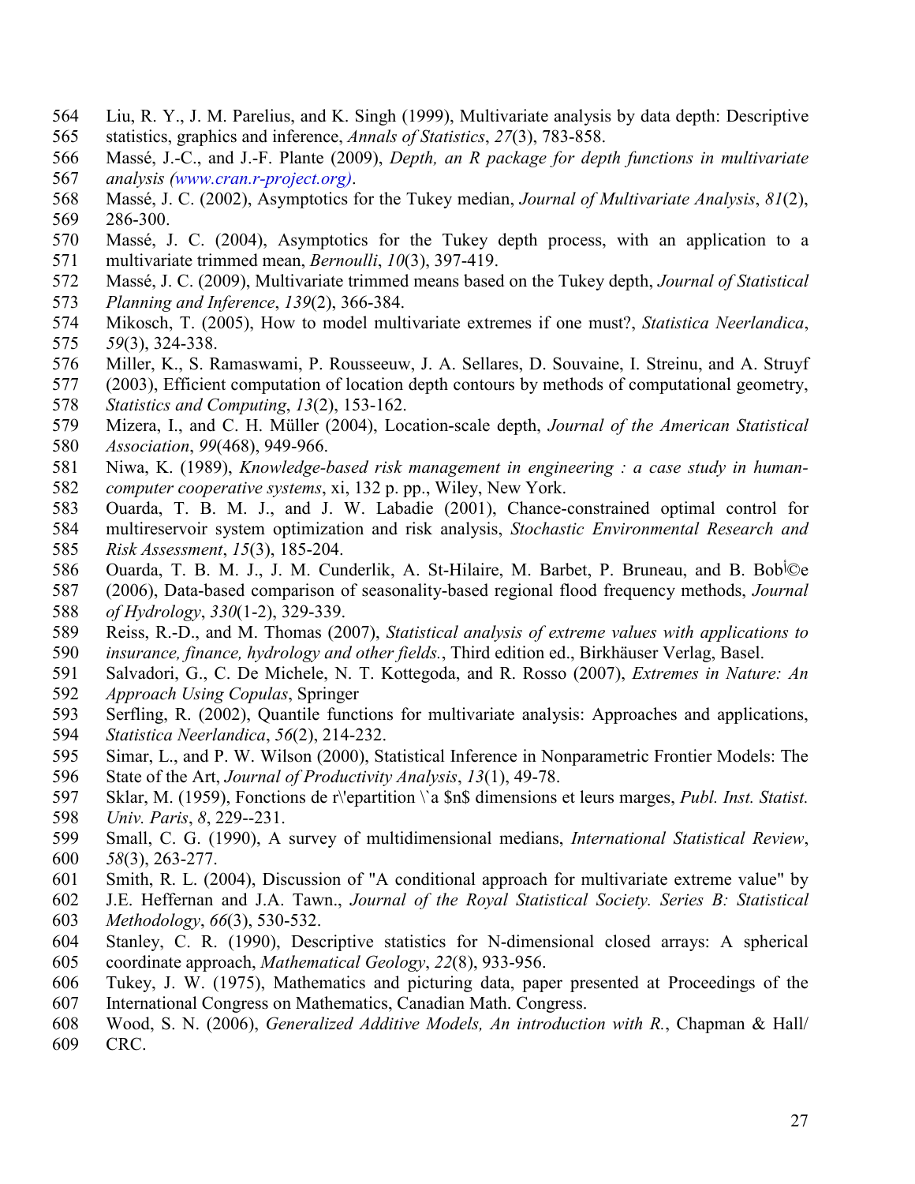Liu, R. Y., J. M. Parelius, and K. Singh (1999), Multivariate analysis by data depth: Descriptive statistics, graphics and inference, *Annals of Statistics*, *27*(3), 783-858.

Massé, J.-C., and J.-F. Plante (2009), *Depth, an R package for depth functions in multivariate analysis (www.cran.r-project.org)*.

Massé, J. C. (2002), Asymptotics for the Tukey median, *Journal of Multivariate Analysis*, *81*(2), 286-300.

Massé, J. C. (2004), Asymptotics for the Tukey depth process, with an application to a multivariate trimmed mean, *Bernoulli*, *10*(3), 397-419.

Massé, J. C. (2009), Multivariate trimmed means based on the Tukey depth, *Journal of Statistical Planning and Inference*, *139*(2), 366-384.

Mikosch, T. (2005), How to model multivariate extremes if one must?, *Statistica Neerlandica*, *59*(3), 324-338.

Miller, K., S. Ramaswami, P. Rousseeuw, J. A. Sellares, D. Souvaine, I. Streinu, and A. Struyf (2003), Efficient computation of location depth contours by methods of computational geometry, *Statistics and Computing*, *13*(2), 153-162.

Mizera, I., and C. H. Müller (2004), Location-scale depth, *Journal of the American Statistical Association*, *99*(468), 949-966.

Niwa, K. (1989), *Knowledge-based risk management in engineering : a case study in human-computer cooperative systems*, xi, 132 p. pp., Wiley, New York.

Ouarda, T. B. M. J., and J. W. Labadie (2001), Chance-constrained optimal control for multireservoir system optimization and risk analysis, *Stochastic Environmental Research and Risk Assessment*, *15*(3), 185-204.

Ouarda, T. B. M. J., J. M. Cunderlik, A. St-Hilaire, M. Barbet, P. Bruneau, and B. Bob|©e (2006), Data-based comparison of seasonality-based regional flood frequency methods, *Journal of Hydrology*, *330*(1-2), 329-339.

Reiss, R.-D., and M. Thomas (2007), *Statistical analysis of extreme values with applications to insurance, finance, hydrology and other fields.*, Third edition ed., Birkhäuser Verlag, Basel.

Salvadori, G., C. De Michele, N. T. Kottegoda, and R. Rosso (2007), *Extremes in Nature: An Approach Using Copulas*, Springer

Serfling, R. (2002), Quantile functions for multivariate analysis: Approaches and applications, *Statistica Neerlandica*, *56*(2), 214-232.

Simar, L., and P. W. Wilson (2000), Statistical Inference in Nonparametric Frontier Models: The State of the Art, *Journal of Productivity Analysis*, *13*(1), 49-78.

Sklar, M. (1959), Fonctions de r\'epartition \`a $n$ dimensions et leurs marges, *Publ. Inst. Statist. Univ. Paris*, *8*, 229--231.

Small, C. G. (1990), A survey of multidimensional medians, *International Statistical Review*, *58*(3), 263-277.

Smith, R. L. (2004), Discussion of "A conditional approach for multivariate extreme value" by J.E. Heffernan and J.A. Tawn., *Journal of the Royal Statistical Society. Series B: Statistical Methodology*, *66*(3), 530-532.

Stanley, C. R. (1990), Descriptive statistics for N-dimensional closed arrays: A spherical coordinate approach, *Mathematical Geology*, *22*(8), 933-956.

Tukey, J. W. (1975), Mathematics and picturing data, paper presented at Proceedings of the International Congress on Mathematics, Canadian Math. Congress.

Wood, S. N. (2006), *Generalized Additive Models, An introduction with R.*, Chapman & Hall/ CRC.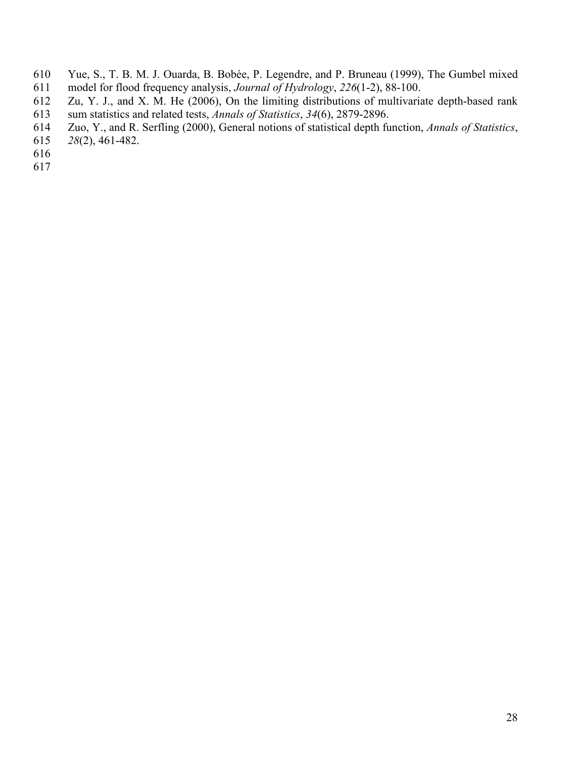Yue, S., T. B. M. J. Ouarda, B. Bobée, P. Legendre, and P. Bruneau (1999), The Gumbel mixed model for flood frequency analysis, *Journal of Hydrology*, *226*(1-2), 88-100.

Zu, Y. J., and X. M. He (2006), On the limiting distributions of multivariate depth-based rank sum statistics and related tests, *Annals of Statistics*, *34*(6), 2879-2896.

Zuo, Y., and R. Serfling (2000), General notions of statistical depth function, *Annals of Statistics*, *28*(2), 461-482.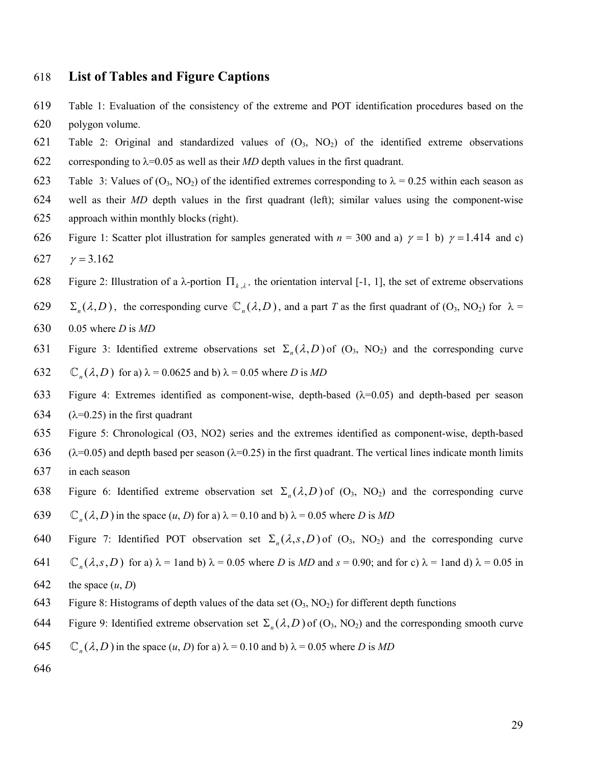# List of Tables and Figure Captions

Table 1: Evaluation of the consistency of the extreme and POT identification procedures based on the polygon volume.

Table 2: Original and standardized values of ($O_3$, $NO_2$) of the identified extreme observations corresponding to λ=0.05 as well as their *MD* depth values in the first quadrant.

Table 3: Values of ($O_3$, $NO_2$) of the identified extremes corresponding to λ = 0.25 within each season as well as their *MD* depth values in the first quadrant (left); similar values using the component-wise approach within monthly blocks (right).

Figure 1: Scatter plot illustration for samples generated with *n* = 300 and a) $\gamma = 1$ b) $\gamma = 1.414$ and c) $\gamma = 3.162$

Figure 2: Illustration of a λ-portion $\Pi_{k,\lambda}$, the orientation interval [-1, 1], the set of extreme observations $\Sigma_n(\lambda, D)$, the corresponding curve $\mathbb{C}_n(\lambda, D)$, and a part *T* as the first quadrant of ($O_3$, $NO_2$) for λ = 0.05 where *D* is *MD*

Figure 3: Identified extreme observations set $\Sigma_n(\lambda, D)$ of ($O_3$, $NO_2$) and the corresponding curve $\mathbb{C}_n(\lambda, D)$ for a) λ = 0.0625 and b) λ = 0.05 where *D* is *MD*

Figure 4: Extremes identified as component-wise, depth-based (λ=0.05) and depth-based per season (λ=0.25) in the first quadrant

Figure 5: Chronological (O3, NO2) series and the extremes identified as component-wise, depth-based (λ=0.05) and depth based per season (λ=0.25) in the first quadrant. The vertical lines indicate month limits in each season

Figure 6: Identified extreme observation set $\Sigma_n(\lambda, D)$ of ($O_3$, $NO_2$) and the corresponding curve $\mathbb{C}_n(\lambda, D)$ in the space (*u*, *D*) for a) λ = 0.10 and b) λ = 0.05 where *D* is *MD*

Figure 7: Identified POT observation set $\Sigma_n(\lambda, s, D)$ of ($O_3$, $NO_2$) and the corresponding curve $\mathbb{C}_n(\lambda, s, D)$ for a) λ = 1and b) λ = 0.05 where *D* is *MD* and *s* = 0.90; and for c) λ = 1and d) λ = 0.05 in the space (*u*, *D*)

Figure 8: Histograms of depth values of the data set ($O_3$, $NO_2$) for different depth functions

Figure 9: Identified extreme observation set $\Sigma_n(\lambda, D)$ of ($O_3$, $NO_2$) and the corresponding smooth curve $\mathbb{C}_n(\lambda, D)$ in the space (*u*, *D*) for a) λ = 0.10 and b) λ = 0.05 where *D* is *MD*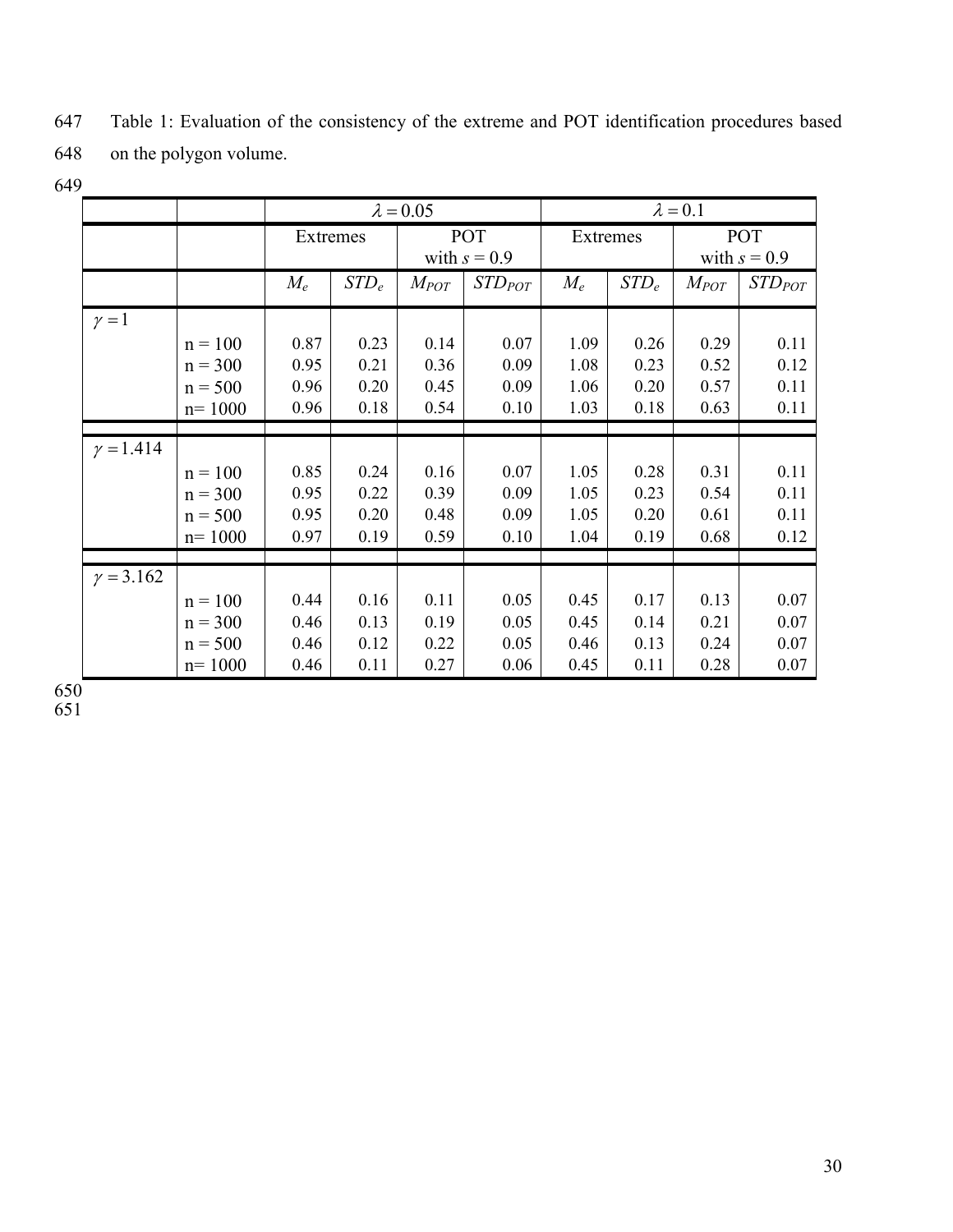Table 1: Evaluation of the consistency of the extreme and POT identification procedures based on the polygon volume.

| | | $\lambda = 0.05$ | | | | $\lambda = 0.1$ | | | |
|---|---|---|---|---|---|---|---|---|---|
| | | Extremes | | POT with $s = 0.9$ | | Extremes | | POT with $s = 0.9$ | |
| | | $M_e$ | $STD_e$ | $M_{POT}$ | $STD_{POT}$ | $M_e$ | $STD_e$ | $M_{POT}$ | $STD_{POT}$ |
| $\gamma = 1$ | | | | | | | | | |
| | n = 100 | 0.87 | 0.23 | 0.14 | 0.07 | 1.09 | 0.26 | 0.29 | 0.11 |
| | n = 300 | 0.95 | 0.21 | 0.36 | 0.09 | 1.08 | 0.23 | 0.52 | 0.12 |
| | n = 500 | 0.96 | 0.20 | 0.45 | 0.09 | 1.06 | 0.20 | 0.57 | 0.11 |
| | n= 1000 | 0.96 | 0.18 | 0.54 | 0.10 | 1.03 | 0.18 | 0.63 | 0.11 |
| $\gamma = 1.414$ | | | | | | | | | |
| | n = 100 | 0.85 | 0.24 | 0.16 | 0.07 | 1.05 | 0.28 | 0.31 | 0.11 |
| | n = 300 | 0.95 | 0.22 | 0.39 | 0.09 | 1.05 | 0.23 | 0.54 | 0.11 |
| | n = 500 | 0.95 | 0.20 | 0.48 | 0.09 | 1.05 | 0.20 | 0.61 | 0.11 |
| | n= 1000 | 0.97 | 0.19 | 0.59 | 0.10 | 1.04 | 0.19 | 0.68 | 0.12 |
| $\gamma = 3.162$ | | | | | | | | | |
| | n = 100 | 0.44 | 0.16 | 0.11 | 0.05 | 0.45 | 0.17 | 0.13 | 0.07 |
| | n = 300 | 0.46 | 0.13 | 0.19 | 0.05 | 0.45 | 0.14 | 0.21 | 0.07 |
| | n = 500 | 0.46 | 0.12 | 0.22 | 0.05 | 0.46 | 0.13 | 0.24 | 0.07 |
| | n= 1000 | 0.46 | 0.11 | 0.27 | 0.06 | 0.45 | 0.11 | 0.28 | 0.07 |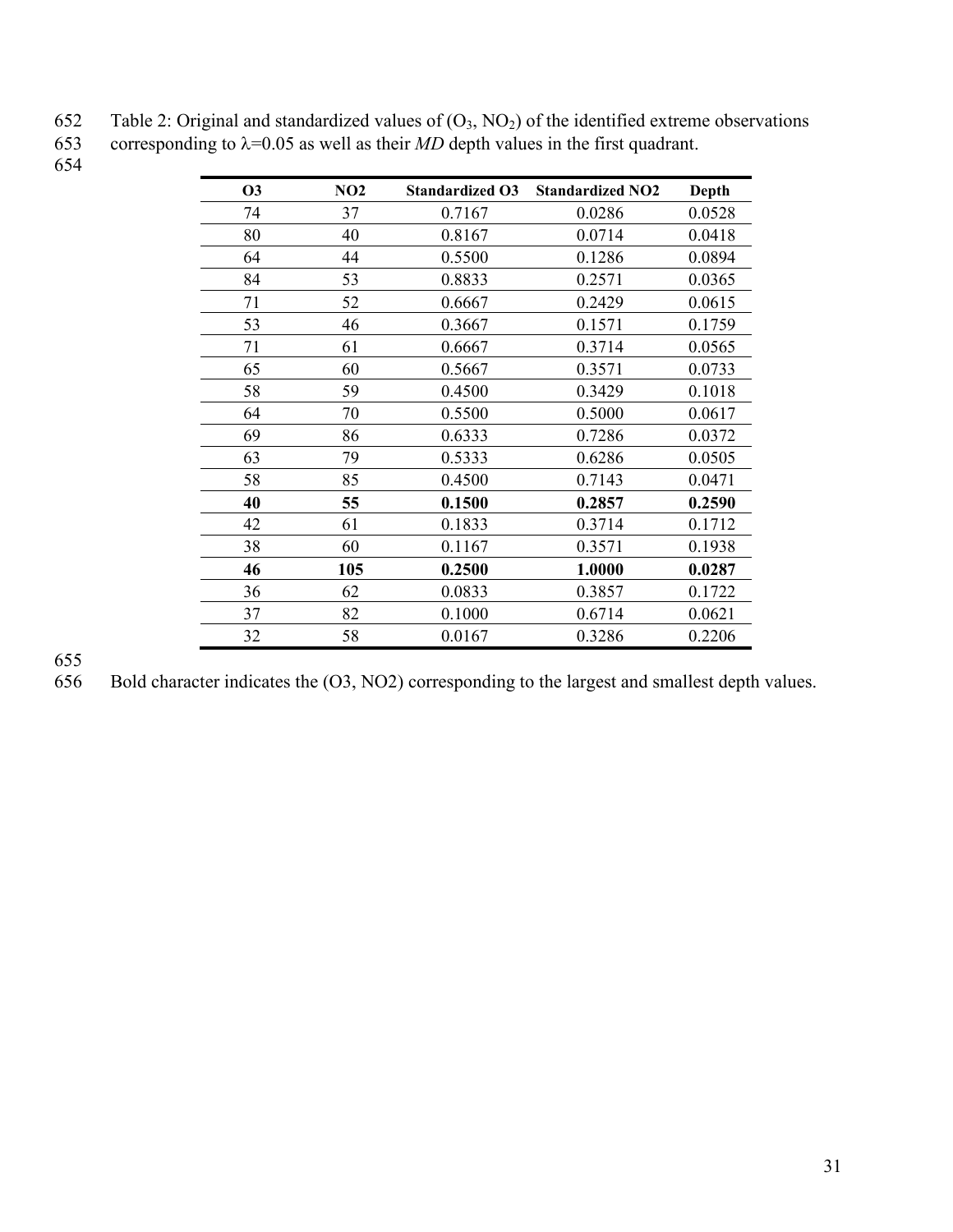Table 2: Original and standardized values of ($O_3$, $NO_2$) of the identified extreme observations corresponding to $\lambda$=0.05 as well as their *MD* depth values in the first quadrant.

| O3 | NO2 | Standardized O3 | Standardized NO2 | Depth |
|---|---|---|---|---|
| 74 | 37 | 0.7167 | 0.0286 | 0.0528 |
| 80 | 40 | 0.8167 | 0.0714 | 0.0418 |
| 64 | 44 | 0.5500 | 0.1286 | 0.0894 |
| 84 | 53 | 0.8833 | 0.2571 | 0.0365 |
| 71 | 52 | 0.6667 | 0.2429 | 0.0615 |
| 53 | 46 | 0.3667 | 0.1571 | 0.1759 |
| 71 | 61 | 0.6667 | 0.3714 | 0.0565 |
| 65 | 60 | 0.5667 | 0.3571 | 0.0733 |
| 58 | 59 | 0.4500 | 0.3429 | 0.1018 |
| 64 | 70 | 0.5500 | 0.5000 | 0.0617 |
| 69 | 86 | 0.6333 | 0.7286 | 0.0372 |
| 63 | 79 | 0.5333 | 0.6286 | 0.0505 |
| 58 | 85 | 0.4500 | 0.7143 | 0.0471 |
| **40** | **55** | **0.1500** | **0.2857** | **0.2590** |
| 42 | 61 | 0.1833 | 0.3714 | 0.1712 |
| 38 | 60 | 0.1167 | 0.3571 | 0.1938 |
| **46** | **105** | **0.2500** | **1.0000** | **0.0287** |
| 36 | 62 | 0.0833 | 0.3857 | 0.1722 |
| 37 | 82 | 0.1000 | 0.6714 | 0.0621 |
| 32 | 58 | 0.0167 | 0.3286 | 0.2206 |

Bold character indicates the (O3, NO2) corresponding to the largest and smallest depth values.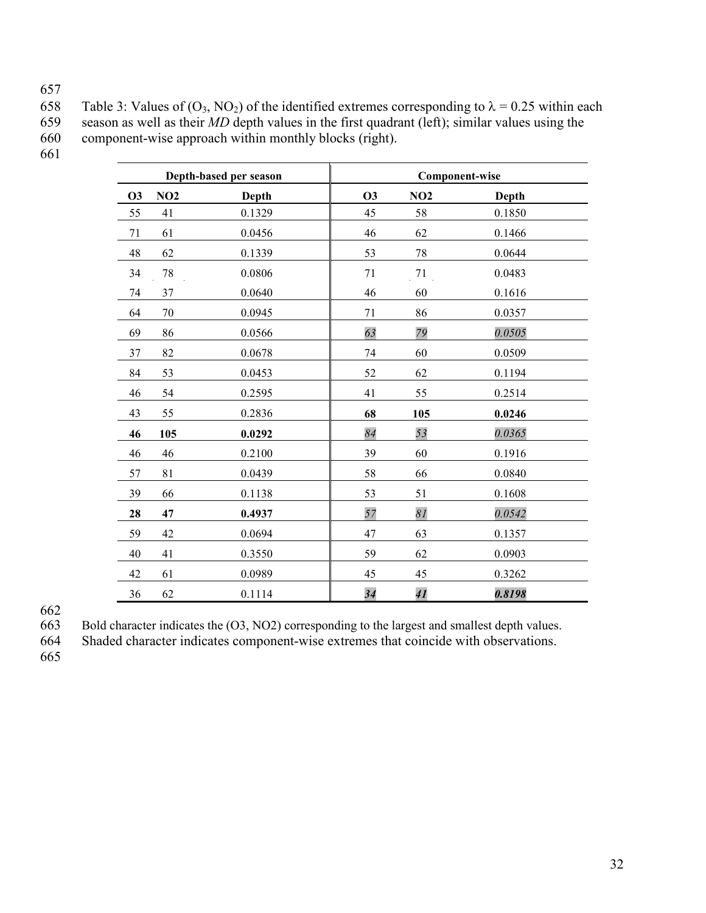Table 3: Values of ($O_3$, $NO_2$) of the identified extremes corresponding to $\lambda = 0.25$ within each season as well as their *MD* depth values in the first quadrant (left); similar values using the component-wise approach within monthly blocks (right).

| Depth-based per season | | | Component-wise | | |
|---|---|---|---|---|---|
| O3 | NO2 | Depth | O3 | NO2 | Depth |
| 55 | 41 | 0.1329 | 45 | 58 | 0.1850 |
| 71 | 61 | 0.0456 | 46 | 62 | 0.1466 |
| 48 | 62 | 0.1339 | 53 | 78 | 0.0644 |
| 34 | 78 | 0.0806 | 71 | 71 | 0.0483 |
| 74 | 37 | 0.0640 | 46 | 60 | 0.1616 |
| 64 | 70 | 0.0945 | 71 | 86 | 0.0357 |
| 69 | 86 | 0.0566 | *63* | *79* | *0.0505* |
| 37 | 82 | 0.0678 | 74 | 60 | 0.0509 |
| 84 | 53 | 0.0453 | 52 | 62 | 0.1194 |
| 46 | 54 | 0.2595 | 41 | 55 | 0.2514 |
| 43 | 55 | 0.2836 | **68** | **105** | **0.0246** |
| **46** | **105** | **0.0292** | *84* | *53* | *0.0365* |
| 46 | 46 | 0.2100 | 39 | 60 | 0.1916 |
| 57 | 81 | 0.0439 | 58 | 66 | 0.0840 |
| 39 | 66 | 0.1138 | 53 | 51 | 0.1608 |
| **28** | **47** | **0.4937** | *57* | *81* | *0.0542* |
| 59 | 42 | 0.0694 | 47 | 63 | 0.1357 |
| 40 | 41 | 0.3550 | 59 | 62 | 0.0903 |
| 42 | 61 | 0.0989 | 45 | 45 | 0.3262 |
| 36 | 62 | 0.1114 | ***34*** | ***41*** | ***0.8198*** |

Bold character indicates the (O3, NO2) corresponding to the largest and smallest depth values.
Shaded character indicates component-wise extremes that coincide with observations.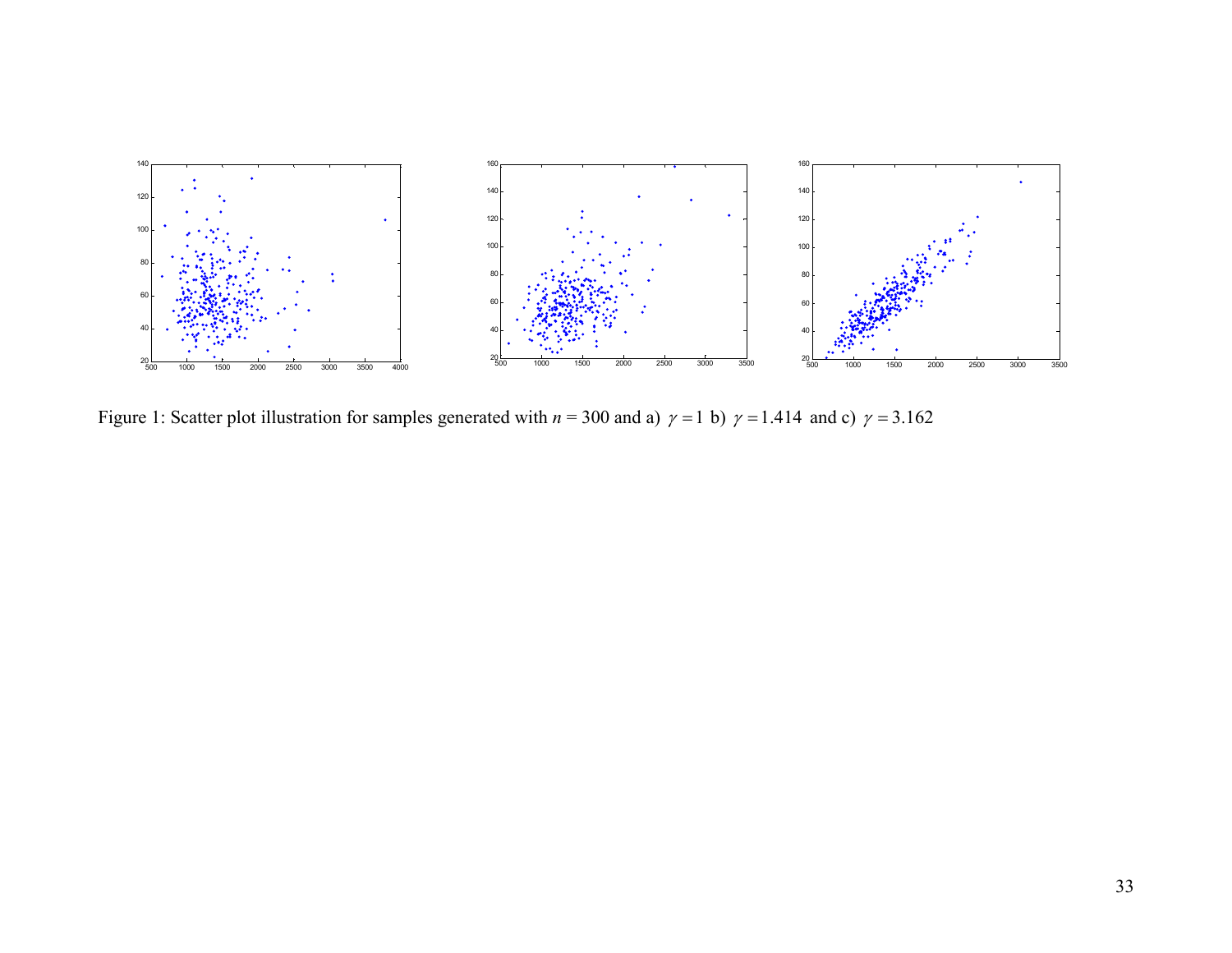Figure 1: Scatter plot illustration for samples generated with $n$ = 300 and a) $\gamma = 1$ b) $\gamma = 1.414$ and c) $\gamma = 3.162$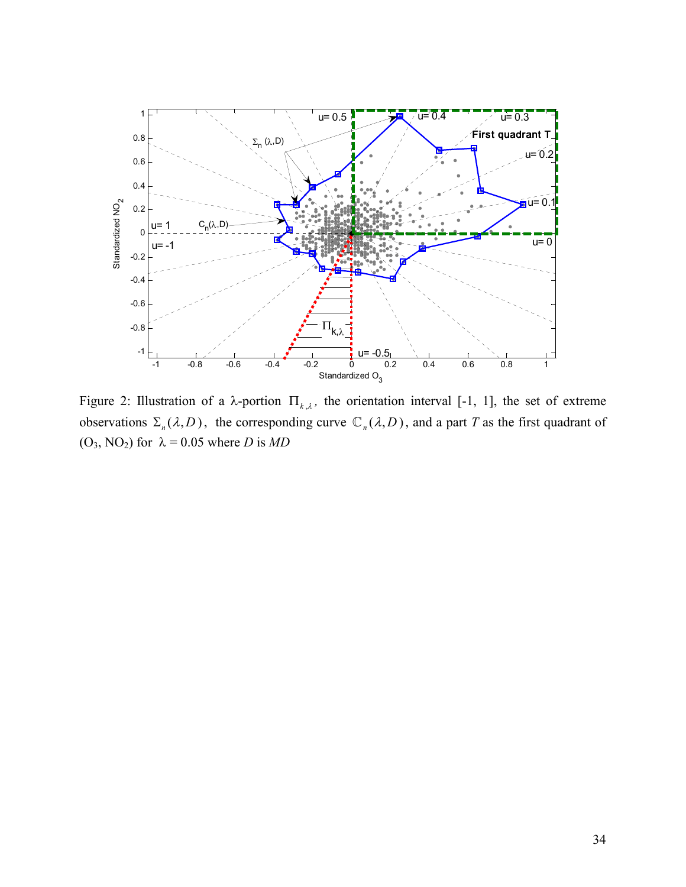Figure 2: Illustration of a λ-portion $\Pi_{k,\lambda}$, the orientation interval [-1, 1], the set of extreme observations $\Sigma_n(\lambda, D)$, the corresponding curve $\mathbb{C}_n(\lambda, D)$, and a part $T$ as the first quadrant of ($O_3$, $NO_2$) for $\lambda = 0.05$ where $D$ is $MD$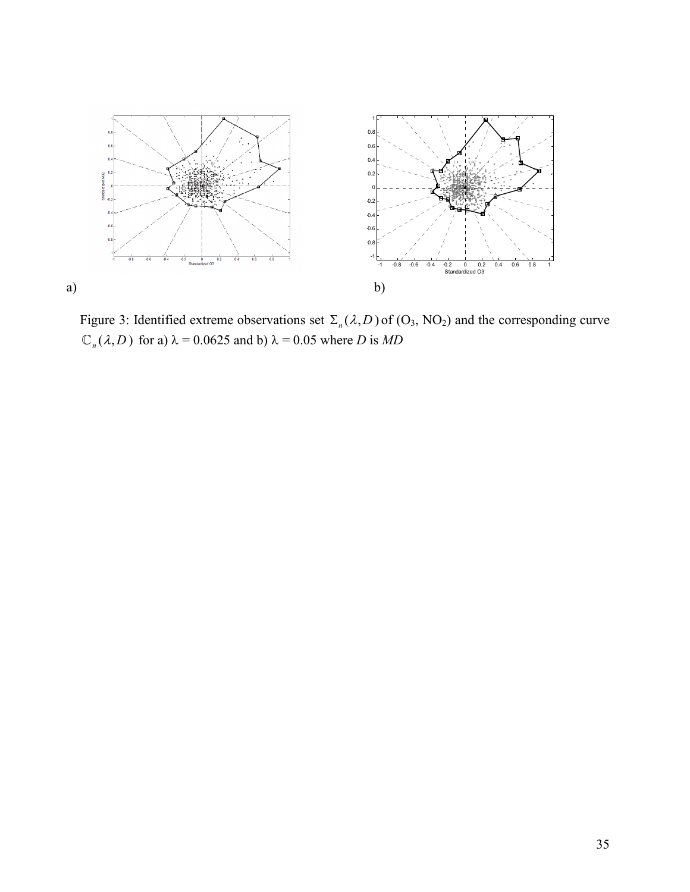a) b)

Figure 3: Identified extreme observations set $\Sigma_n(\lambda, D)$ of ($O_3$, $NO_2$) and the corresponding curve $\mathbb{C}_n(\lambda, D)$ for a) $\lambda = 0.0625$ and b) $\lambda = 0.05$ where $D$ is *MD*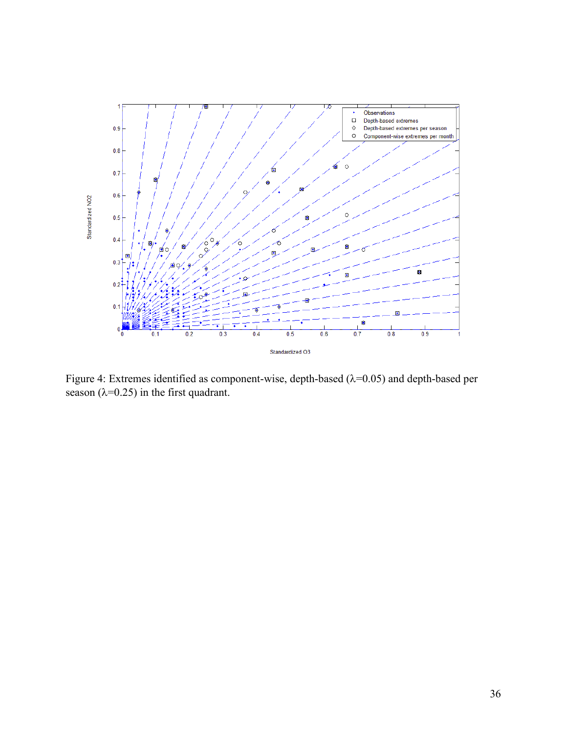Figure 4: Extremes identified as component-wise, depth-based ($\lambda$=0.05) and depth-based per season ($\lambda$=0.25) in the first quadrant.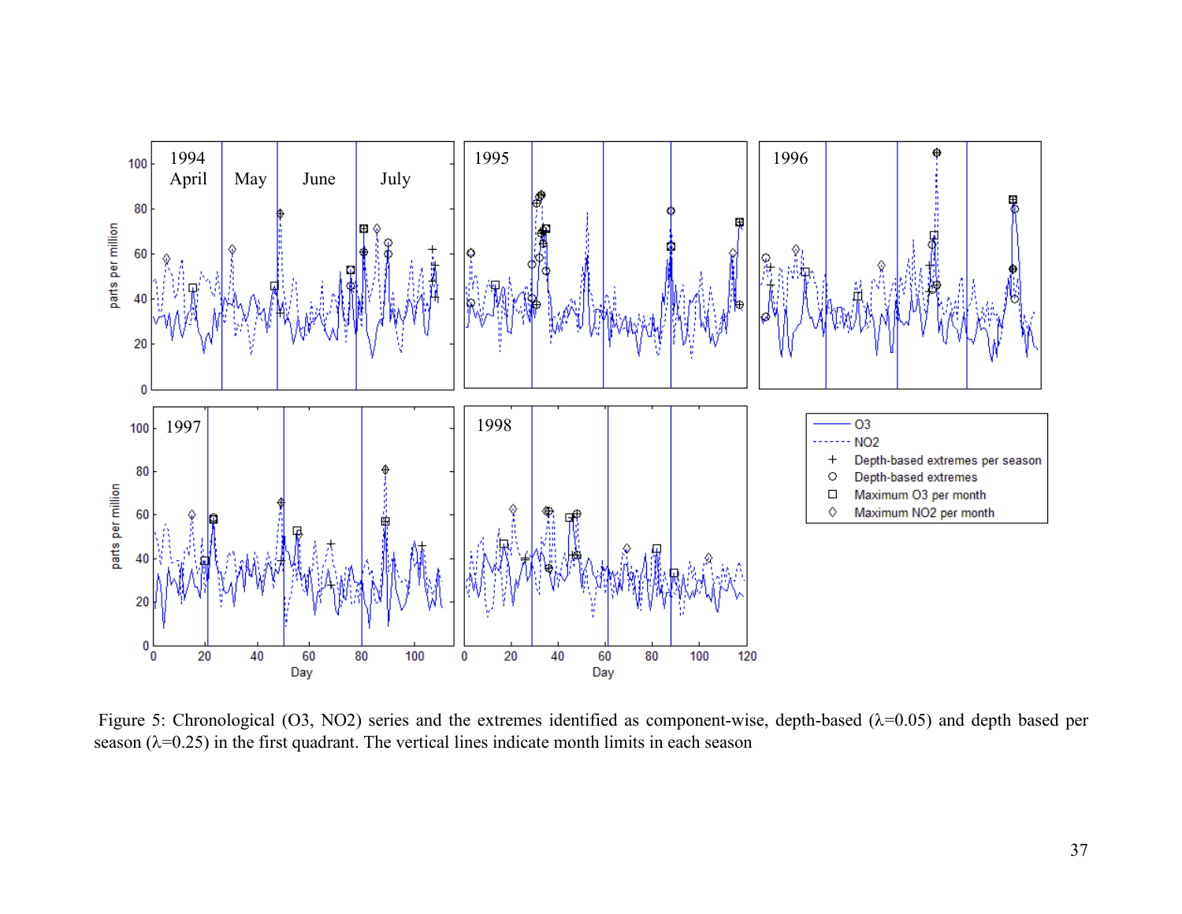Figure 5: Chronological (O3, NO2) series and the extremes identified as component-wise, depth-based (λ=0.05) and depth based per season (λ=0.25) in the first quadrant. The vertical lines indicate month limits in each season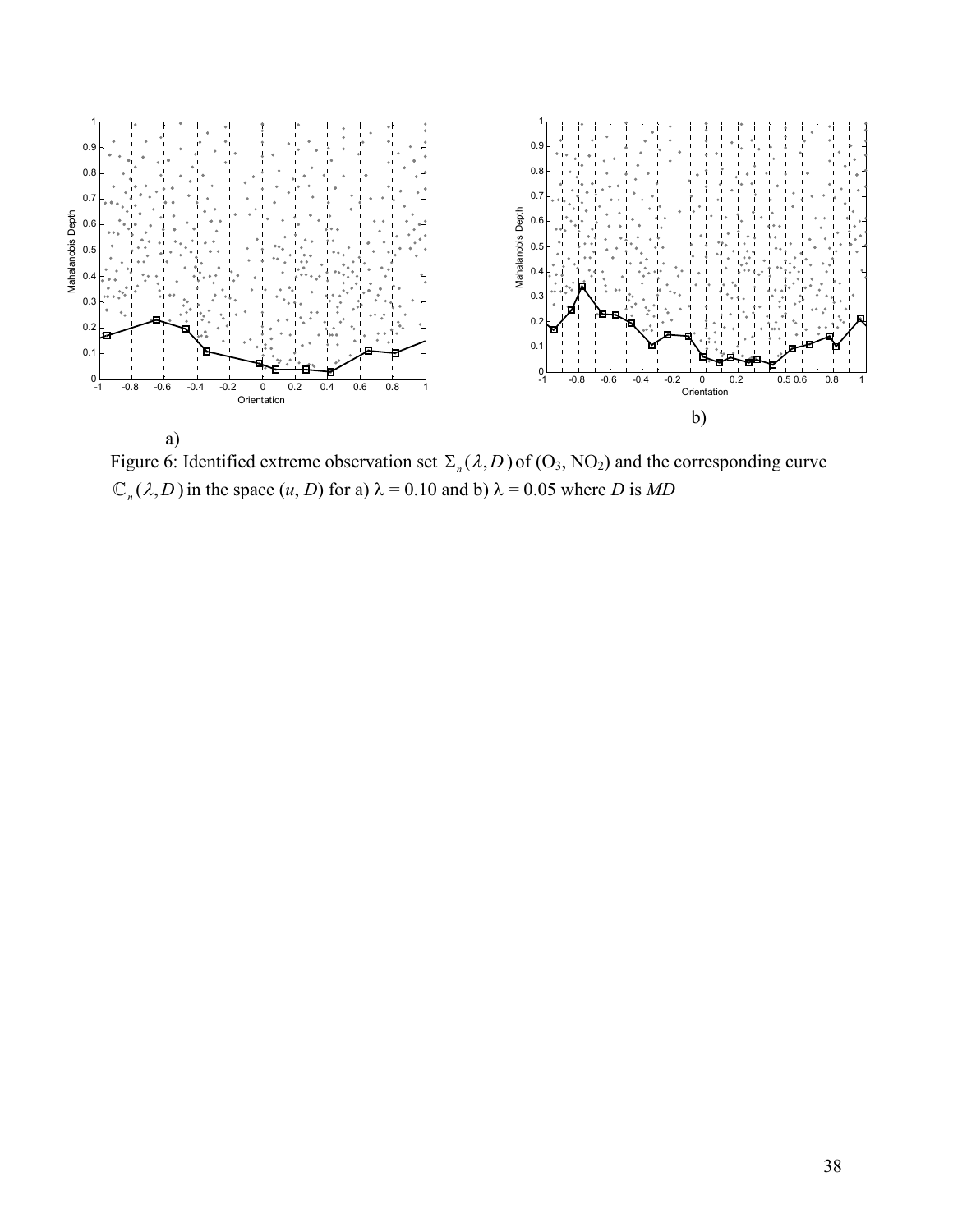a)

b)

Figure 6: Identified extreme observation set $\Sigma_n(\lambda, D)$ of ($O_3$, $NO_2$) and the corresponding curve $\mathbb{C}_n(\lambda, D)$ in the space ($u$, $D$) for a) $\lambda$ = 0.10 and b) $\lambda$ = 0.05 where $D$ is $MD$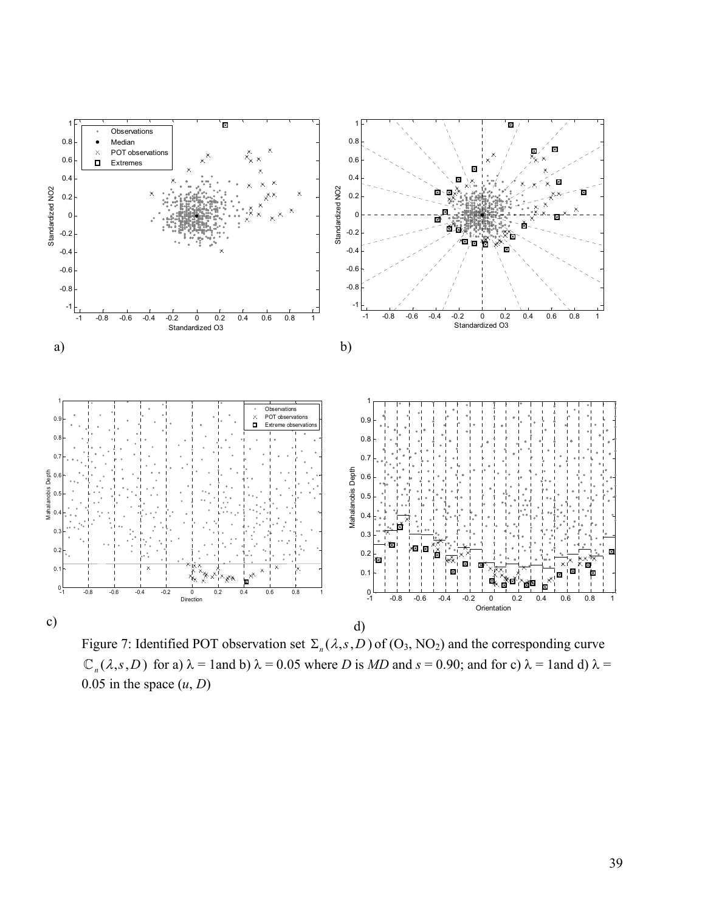a)

b)

c)

d)

Figure 7: Identified POT observation set $\Sigma_n(\lambda, s, D)$ of ($O_3$, $NO_2$) and the corresponding curve $\mathbb{C}_n(\lambda, s, D)$ for a) $\lambda$ = 1and b) $\lambda$ = 0.05 where $D$ is $MD$ and $s$ = 0.90; and for c) $\lambda$ = 1and d) $\lambda$ = 0.05 in the space ($u$, $D$)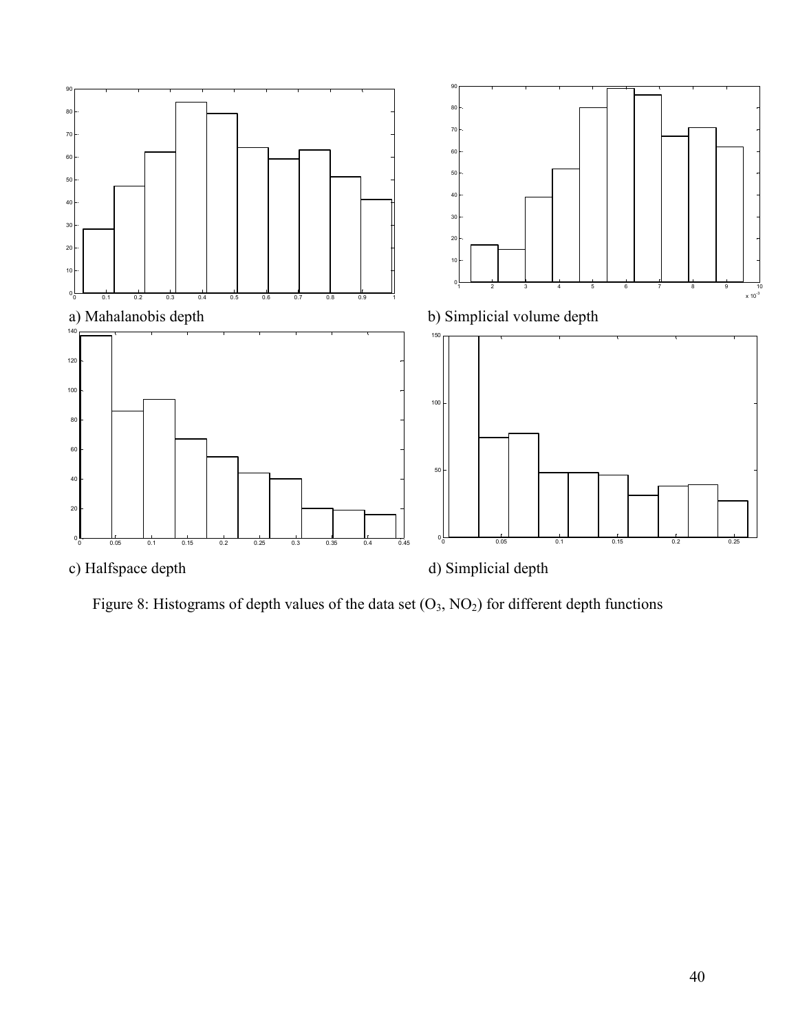a) Mahalanobis depth

b) Simplicial volume depth

c) Halfspace depth

d) Simplicial depth

Figure 8: Histograms of depth values of the data set ($O_3$, $NO_2$) for different depth functions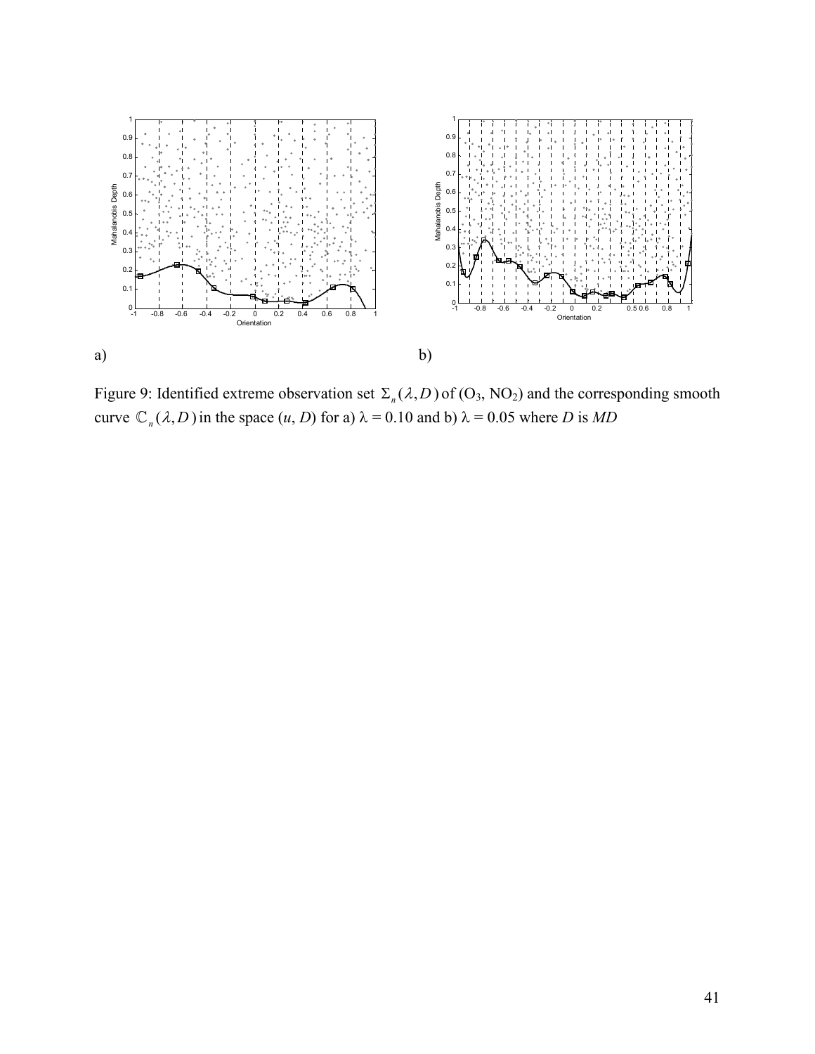Mahalanobis Depth

1
0.9
0.8
0.7
0.6
0.5
0.4
0.3
0.2
0.1
0

-1 -0.8 -0.6 -0.4 -0.2 0 0.2 0.4 0.6 0.8 1

Orientation

a)

Mahalanobis Depth

1
0.9
0.8
0.7
0.6
0.5
0.4
0.3
0.2
0.1
0

-1 -0.8 -0.6 -0.4 -0.2 0 0.2 0.5 0.6 0.8 1

Orientation

b)

Figure 9: Identified extreme observation set $\Sigma_n(\lambda, D)$ of ($O_3$, $NO_2$) and the corresponding smooth curve $\mathbb{C}_n(\lambda, D)$ in the space ($u$, $D$) for a) $\lambda = 0.10$ and b) $\lambda = 0.05$ where $D$ is $MD$